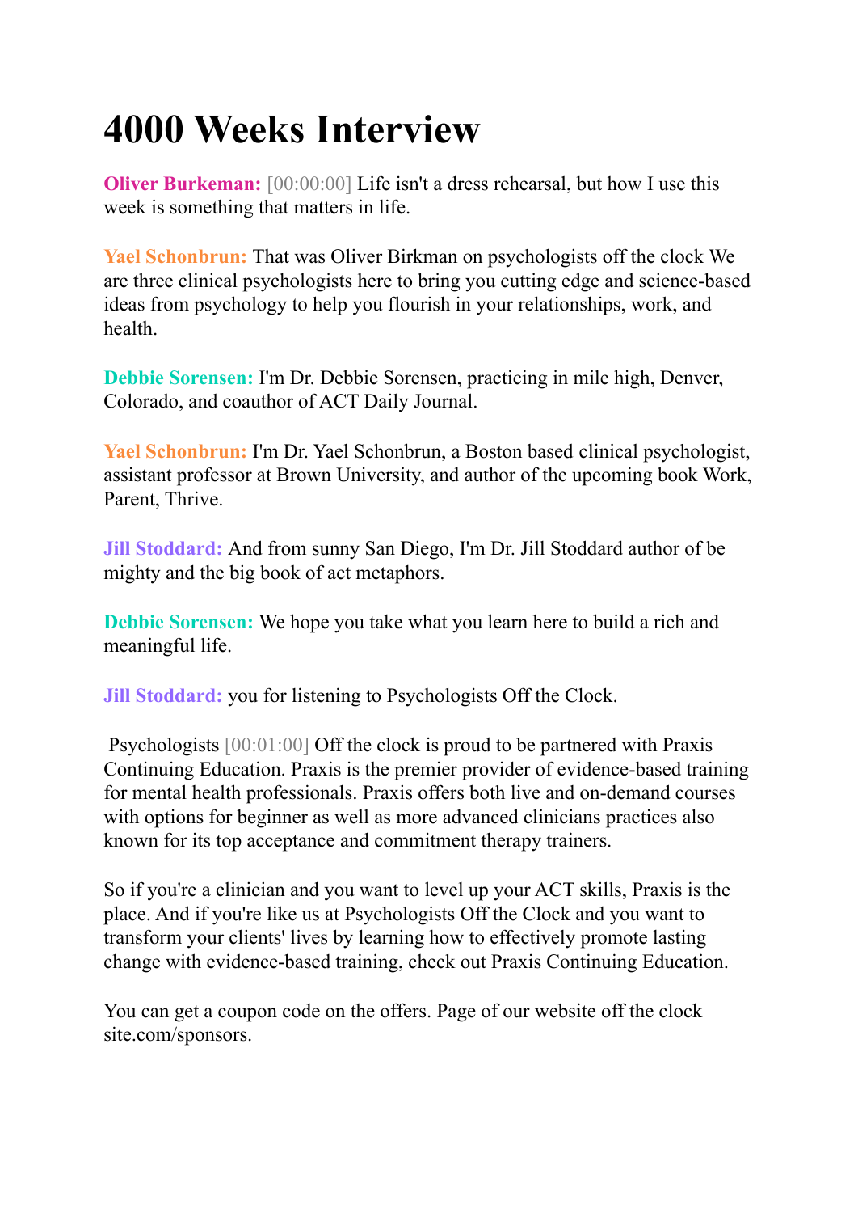# 4000 Weeks Interview

**Oliver Burkeman:** [00:00:00] Life isn't a dress rehearsal, but how I use this week is something that matters in life.

**Yael Schonbrun:** That was Oliver Birkman on psychologists off the clock We are three clinical psychologists here to bring you cutting edge and science-based ideas from psychology to help you flourish in your relationships, work, and health.

**Debbie Sorensen:** I'm Dr. Debbie Sorensen, practicing in mile high, Denver, Colorado, and coauthor of ACT Daily Journal.

**Yael Schonbrun:** I'm Dr. Yael Schonbrun, a Boston based clinical psychologist, assistant professor at Brown University, and author of the upcoming book Work, Parent, Thrive.

**Jill Stoddard:** And from sunny San Diego, I'm Dr. Jill Stoddard author of be mighty and the big book of act metaphors.

**Debbie Sorensen:** We hope you take what you learn here to build a rich and meaningful life.

**Jill Stoddard:** you for listening to Psychologists Off the Clock.

Psychologists [00:01:00] Off the clock is proud to be partnered with Praxis Continuing Education. Praxis is the premier provider of evidence-based training for mental health professionals. Praxis offers both live and on-demand courses with options for beginner as well as more advanced clinicians practices also known for its top acceptance and commitment therapy trainers.

So if you're a clinician and you want to level up your ACT skills, Praxis is the place. And if you're like us at Psychologists Off the Clock and you want to transform your clients' lives by learning how to effectively promote lasting change with evidence-based training, check out Praxis Continuing Education.

You can get a coupon code on the offers. Page of our website off the clock site.com/sponsors.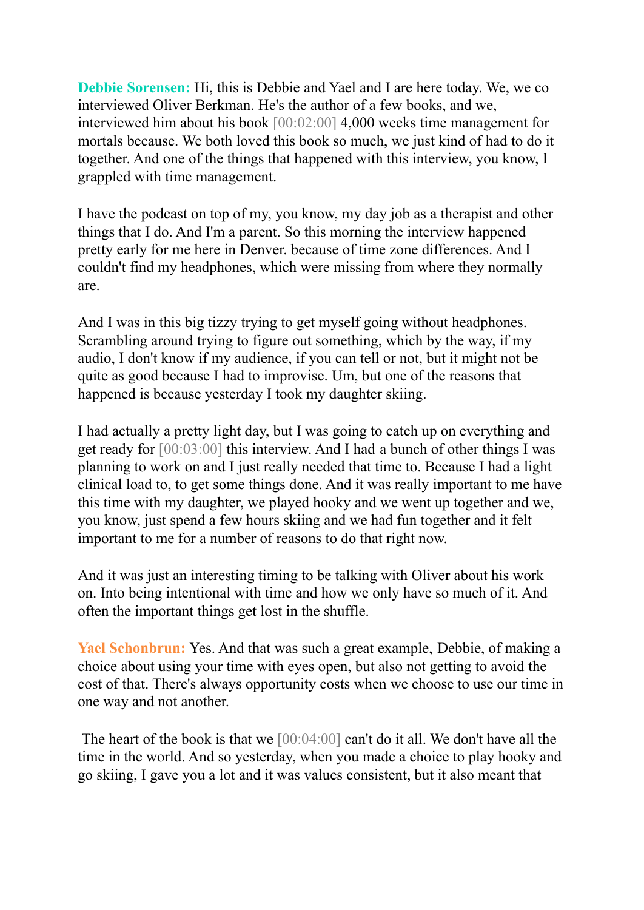**Debbie Sorensen:** Hi, this is Debbie and Yael and I are here today. We, we co interviewed Oliver Berkman. He's the author of a few books, and we, interviewed him about his book [00:02:00] 4,000 weeks time management for mortals because. We both loved this book so much, we just kind of had to do it together. And one of the things that happened with this interview, you know, I grappled with time management.

I have the podcast on top of my, you know, my day job as a therapist and other things that I do. And I'm a parent. So this morning the interview happened pretty early for me here in Denver. because of time zone differences. And I couldn't find my headphones, which were missing from where they normally are.

And I was in this big tizzy trying to get myself going without headphones. Scrambling around trying to figure out something, which by the way, if my audio, I don't know if my audience, if you can tell or not, but it might not be quite as good because I had to improvise. Um, but one of the reasons that happened is because yesterday I took my daughter skiing.

I had actually a pretty light day, but I was going to catch up on everything and get ready for [00:03:00] this interview. And I had a bunch of other things I was planning to work on and I just really needed that time to. Because I had a light clinical load to, to get some things done. And it was really important to me have this time with my daughter, we played hooky and we went up together and we, you know, just spend a few hours skiing and we had fun together and it felt important to me for a number of reasons to do that right now.

And it was just an interesting timing to be talking with Oliver about his work on. Into being intentional with time and how we only have so much of it. And often the important things get lost in the shuffle.

**Yael Schonbrun:** Yes. And that was such a great example, Debbie, of making a choice about using your time with eyes open, but also not getting to avoid the cost of that. There's always opportunity costs when we choose to use our time in one way and not another.

The heart of the book is that we [00:04:00] can't do it all. We don't have all the time in the world. And so yesterday, when you made a choice to play hooky and go skiing, I gave you a lot and it was values consistent, but it also meant that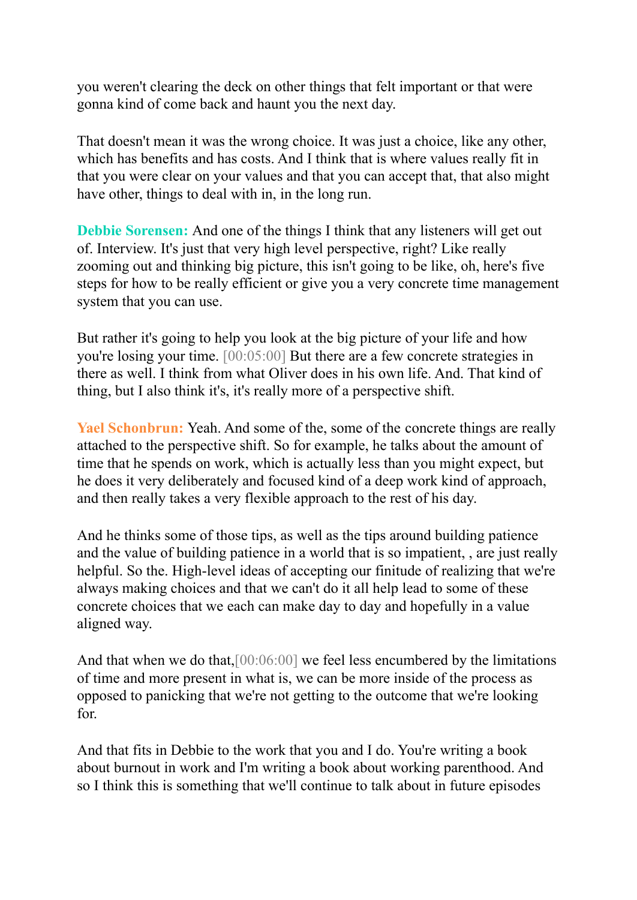you weren't clearing the deck on other things that felt important or that were gonna kind of come back and haunt you the next day.

That doesn't mean it was the wrong choice. It was just a choice, like any other, which has benefits and has costs. And I think that is where values really fit in that you were clear on your values and that you can accept that, that also might have other, things to deal with in, in the long run.

**Debbie Sorensen:** And one of the things I think that any listeners will get out of. Interview. It's just that very high level perspective, right? Like really zooming out and thinking big picture, this isn't going to be like, oh, here's five steps for how to be really efficient or give you a very concrete time management system that you can use.

But rather it's going to help you look at the big picture of your life and how you're losing your time. [00:05:00] But there are a few concrete strategies in there as well. I think from what Oliver does in his own life. And. That kind of thing, but I also think it's, it's really more of a perspective shift.

**Yael Schonbrun:** Yeah. And some of the, some of the concrete things are really attached to the perspective shift. So for example, he talks about the amount of time that he spends on work, which is actually less than you might expect, but he does it very deliberately and focused kind of a deep work kind of approach, and then really takes a very flexible approach to the rest of his day.

And he thinks some of those tips, as well as the tips around building patience and the value of building patience in a world that is so impatient, , are just really helpful. So the. High-level ideas of accepting our finitude of realizing that we're always making choices and that we can't do it all help lead to some of these concrete choices that we each can make day to day and hopefully in a value aligned way.

And that when we do that,[00:06:00] we feel less encumbered by the limitations of time and more present in what is, we can be more inside of the process as opposed to panicking that we're not getting to the outcome that we're looking for.

And that fits in Debbie to the work that you and I do. You're writing a book about burnout in work and I'm writing a book about working parenthood. And so I think this is something that we'll continue to talk about in future episodes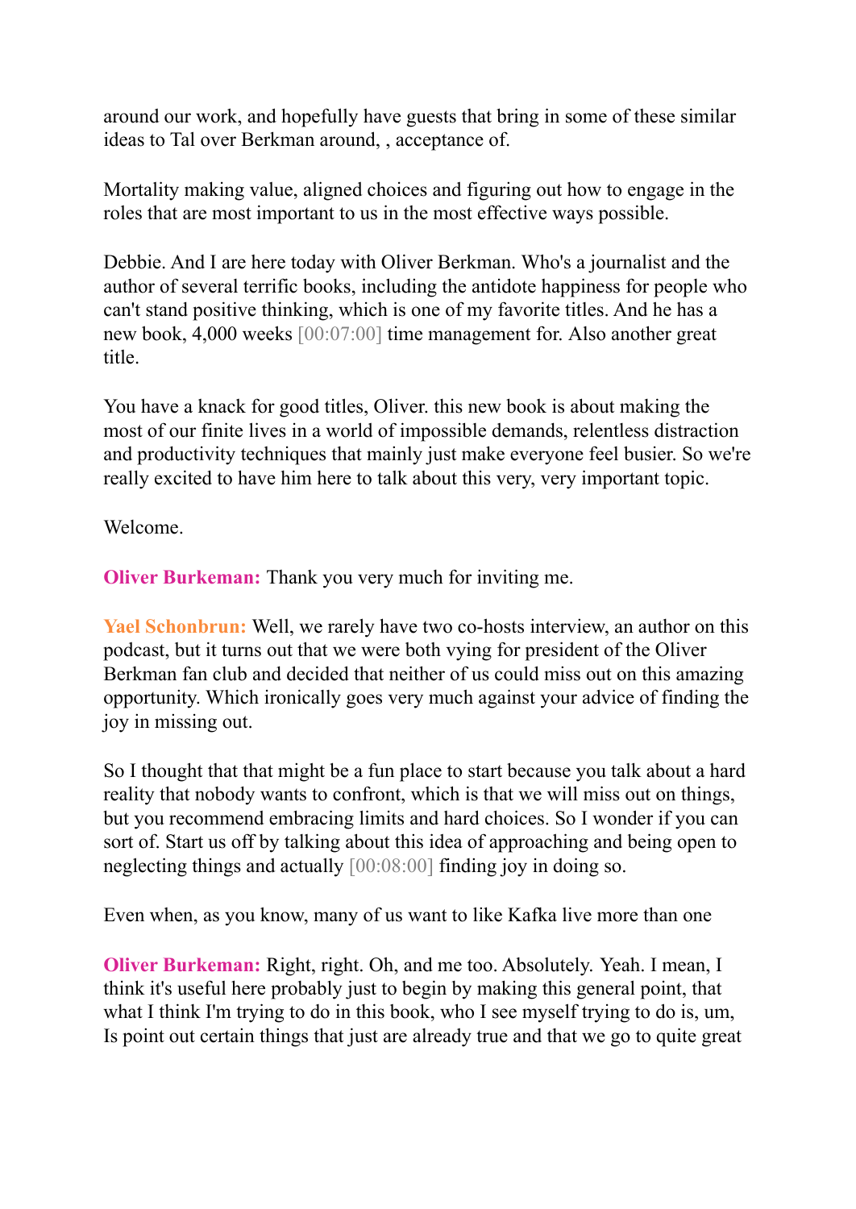around our work, and hopefully have guests that bring in some of these similar ideas to Tal over Berkman around, , acceptance of.

Mortality making value, aligned choices and figuring out how to engage in the roles that are most important to us in the most effective ways possible.

Debbie. And I are here today with Oliver Berkman. Who's a journalist and the author of several terrific books, including the antidote happiness for people who can't stand positive thinking, which is one of my favorite titles. And he has a new book, 4,000 weeks [00:07:00] time management for. Also another great title.

You have a knack for good titles, Oliver. this new book is about making the most of our finite lives in a world of impossible demands, relentless distraction and productivity techniques that mainly just make everyone feel busier. So we're really excited to have him here to talk about this very, very important topic.

Welcome.

**Oliver Burkeman:** Thank you very much for inviting me.

**Yael Schonbrun:** Well, we rarely have two co-hosts interview, an author on this podcast, but it turns out that we were both vying for president of the Oliver Berkman fan club and decided that neither of us could miss out on this amazing opportunity. Which ironically goes very much against your advice of finding the joy in missing out.

So I thought that that might be a fun place to start because you talk about a hard reality that nobody wants to confront, which is that we will miss out on things, but you recommend embracing limits and hard choices. So I wonder if you can sort of. Start us off by talking about this idea of approaching and being open to neglecting things and actually [00:08:00] finding joy in doing so.

Even when, as you know, many of us want to like Kafka live more than one

**Oliver Burkeman:** Right, right. Oh, and me too. Absolutely. Yeah. I mean, I think it's useful here probably just to begin by making this general point, that what I think I'm trying to do in this book, who I see myself trying to do is, um, Is point out certain things that just are already true and that we go to quite great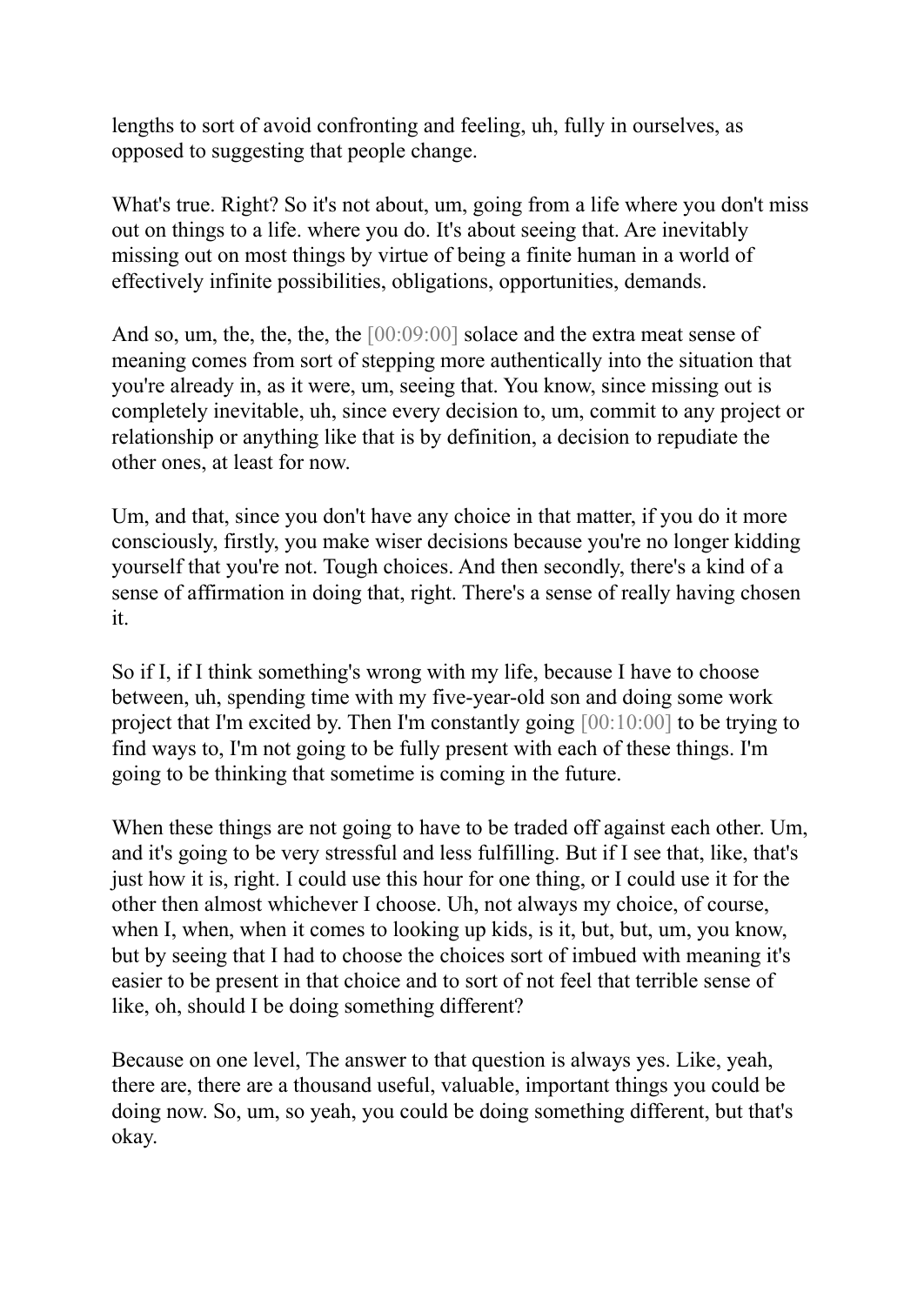lengths to sort of avoid confronting and feeling, uh, fully in ourselves, as opposed to suggesting that people change.

What's true. Right? So it's not about, um, going from a life where you don't miss out on things to a life. where you do. It's about seeing that. Are inevitably missing out on most things by virtue of being a finite human in a world of effectively infinite possibilities, obligations, opportunities, demands.

And so, um, the, the, the, the [00:09:00] solace and the extra meat sense of meaning comes from sort of stepping more authentically into the situation that you're already in, as it were, um, seeing that. You know, since missing out is completely inevitable, uh, since every decision to, um, commit to any project or relationship or anything like that is by definition, a decision to repudiate the other ones, at least for now.

Um, and that, since you don't have any choice in that matter, if you do it more consciously, firstly, you make wiser decisions because you're no longer kidding yourself that you're not. Tough choices. And then secondly, there's a kind of a sense of affirmation in doing that, right. There's a sense of really having chosen it.

So if I, if I think something's wrong with my life, because I have to choose between, uh, spending time with my five-year-old son and doing some work project that I'm excited by. Then I'm constantly going [00:10:00] to be trying to find ways to, I'm not going to be fully present with each of these things. I'm going to be thinking that sometime is coming in the future.

When these things are not going to have to be traded off against each other. Um, and it's going to be very stressful and less fulfilling. But if I see that, like, that's just how it is, right. I could use this hour for one thing, or I could use it for the other then almost whichever I choose. Uh, not always my choice, of course, when I, when, when it comes to looking up kids, is it, but, but, um, you know, but by seeing that I had to choose the choices sort of imbued with meaning it's easier to be present in that choice and to sort of not feel that terrible sense of like, oh, should I be doing something different?

Because on one level, The answer to that question is always yes. Like, yeah, there are, there are a thousand useful, valuable, important things you could be doing now. So, um, so yeah, you could be doing something different, but that's okay.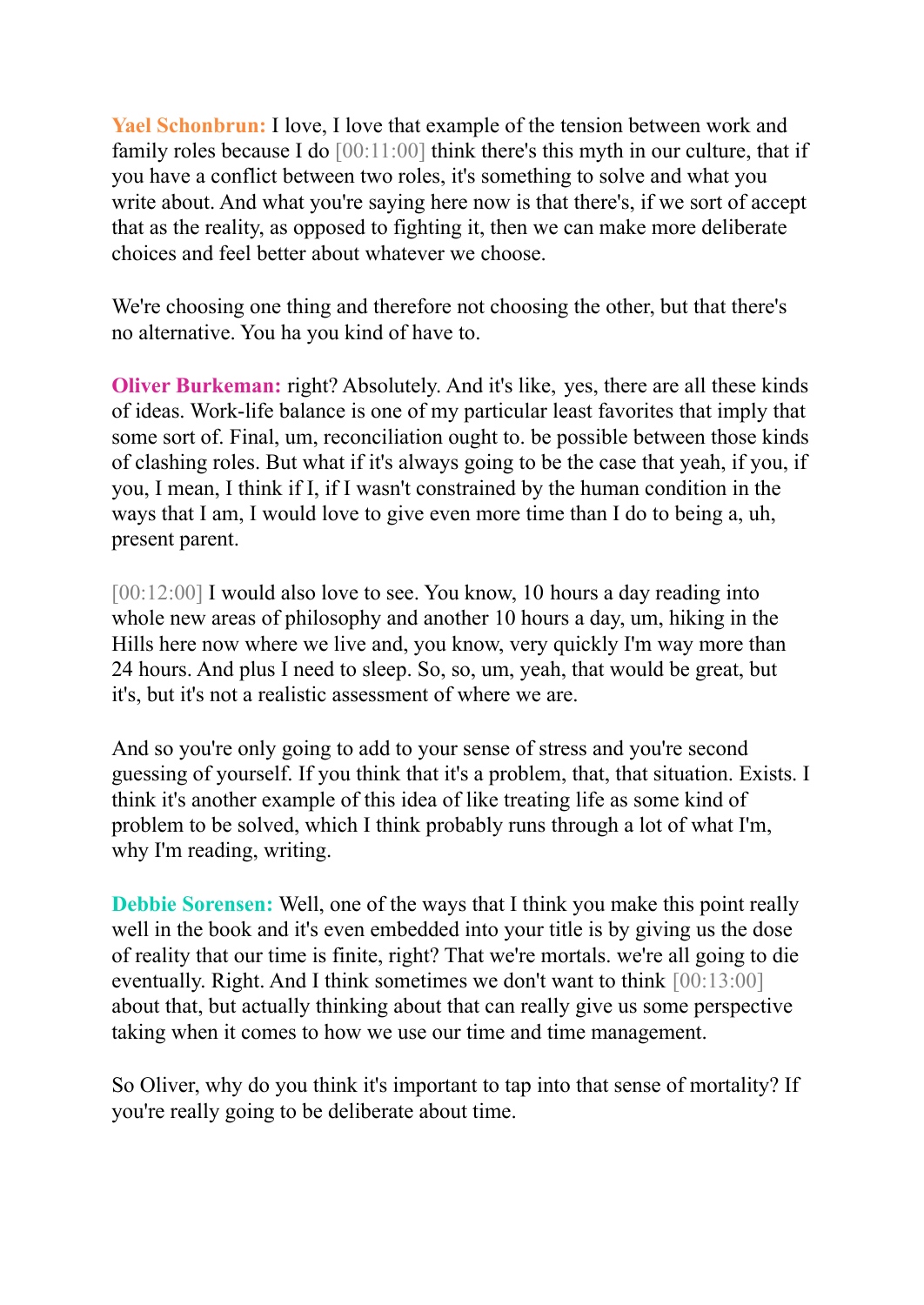**Yael Schonbrun:** I love, I love that example of the tension between work and family roles because I do [00:11:00] think there's this myth in our culture, that if you have a conflict between two roles, it's something to solve and what you write about. And what you're saying here now is that there's, if we sort of accept that as the reality, as opposed to fighting it, then we can make more deliberate choices and feel better about whatever we choose.

We're choosing one thing and therefore not choosing the other, but that there's no alternative. You ha you kind of have to.

**Oliver Burkeman:** right? Absolutely. And it's like, yes, there are all these kinds of ideas. Work-life balance is one of my particular least favorites that imply that some sort of. Final, um, reconciliation ought to. be possible between those kinds of clashing roles. But what if it's always going to be the case that yeah, if you, if you, I mean, I think if I, if I wasn't constrained by the human condition in the ways that I am, I would love to give even more time than I do to being a, uh, present parent.

[00:12:00] I would also love to see. You know, 10 hours a day reading into whole new areas of philosophy and another 10 hours a day, um, hiking in the Hills here now where we live and, you know, very quickly I'm way more than 24 hours. And plus I need to sleep. So, so, um, yeah, that would be great, but it's, but it's not a realistic assessment of where we are.

And so you're only going to add to your sense of stress and you're second guessing of yourself. If you think that it's a problem, that, that situation. Exists. I think it's another example of this idea of like treating life as some kind of problem to be solved, which I think probably runs through a lot of what I'm, why I'm reading, writing.

**Debbie Sorensen:** Well, one of the ways that I think you make this point really well in the book and it's even embedded into your title is by giving us the dose of reality that our time is finite, right? That we're mortals. we're all going to die eventually. Right. And I think sometimes we don't want to think [00:13:00] about that, but actually thinking about that can really give us some perspective taking when it comes to how we use our time and time management.

So Oliver, why do you think it's important to tap into that sense of mortality? If you're really going to be deliberate about time.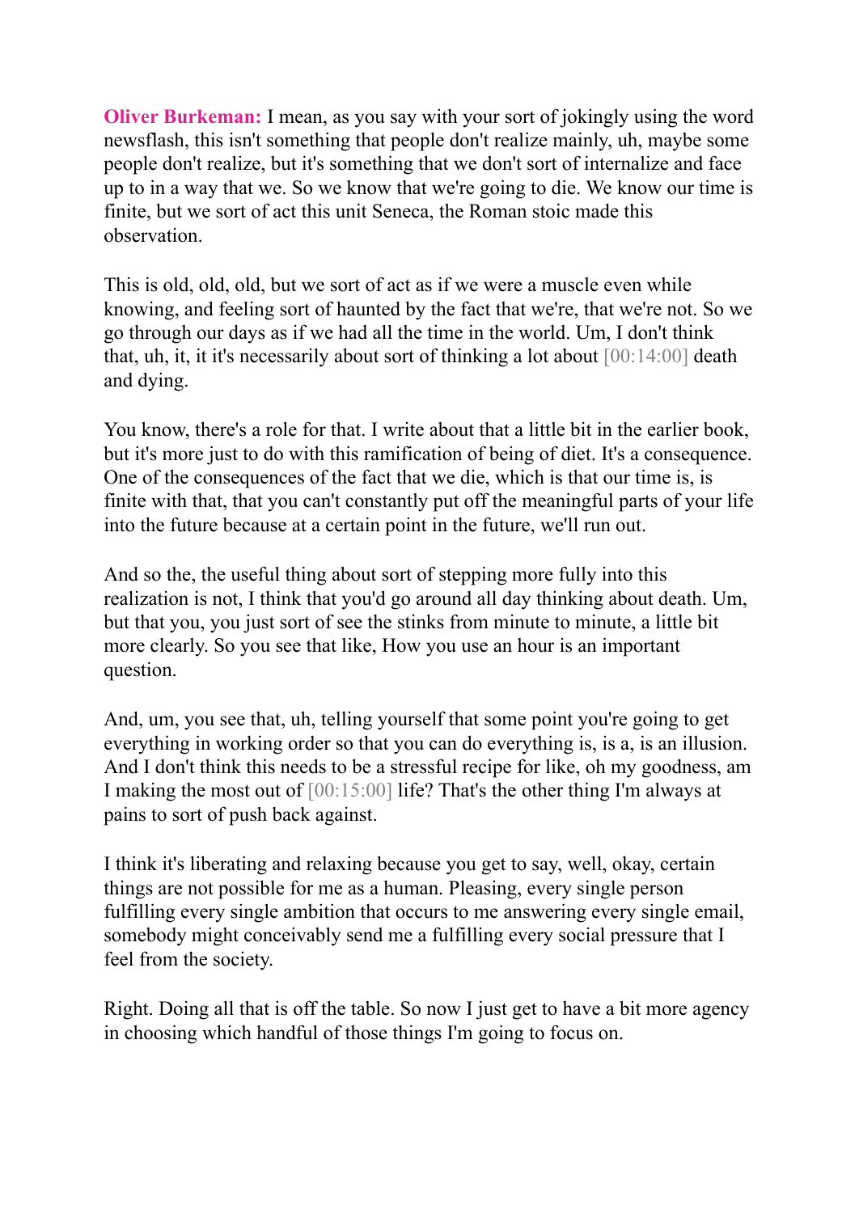**Oliver Burkeman:** I mean, as you say with your sort of jokingly using the word newsflash, this isn't something that people don't realize mainly, uh, maybe some people don't realize, but it's something that we don't sort of internalize and face up to in a way that we. So we know that we're going to die. We know our time is finite, but we sort of act this unit Seneca, the Roman stoic made this observation.

This is old, old, old, but we sort of act as if we were a muscle even while knowing, and feeling sort of haunted by the fact that we're, that we're not. So we go through our days as if we had all the time in the world. Um, I don't think that, uh, it, it it's necessarily about sort of thinking a lot about [00:14:00] death and dying.

You know, there's a role for that. I write about that a little bit in the earlier book, but it's more just to do with this ramification of being of diet. It's a consequence. One of the consequences of the fact that we die, which is that our time is, is finite with that, that you can't constantly put off the meaningful parts of your life into the future because at a certain point in the future, we'll run out.

And so the, the useful thing about sort of stepping more fully into this realization is not, I think that you'd go around all day thinking about death. Um, but that you, you just sort of see the stinks from minute to minute, a little bit more clearly. So you see that like, How you use an hour is an important question.

And, um, you see that, uh, telling yourself that some point you're going to get everything in working order so that you can do everything is, is a, is an illusion. And I don't think this needs to be a stressful recipe for like, oh my goodness, am I making the most out of [00:15:00] life? That's the other thing I'm always at pains to sort of push back against.

I think it's liberating and relaxing because you get to say, well, okay, certain things are not possible for me as a human. Pleasing, every single person fulfilling every single ambition that occurs to me answering every single email, somebody might conceivably send me a fulfilling every social pressure that I feel from the society.

Right. Doing all that is off the table. So now I just get to have a bit more agency in choosing which handful of those things I'm going to focus on.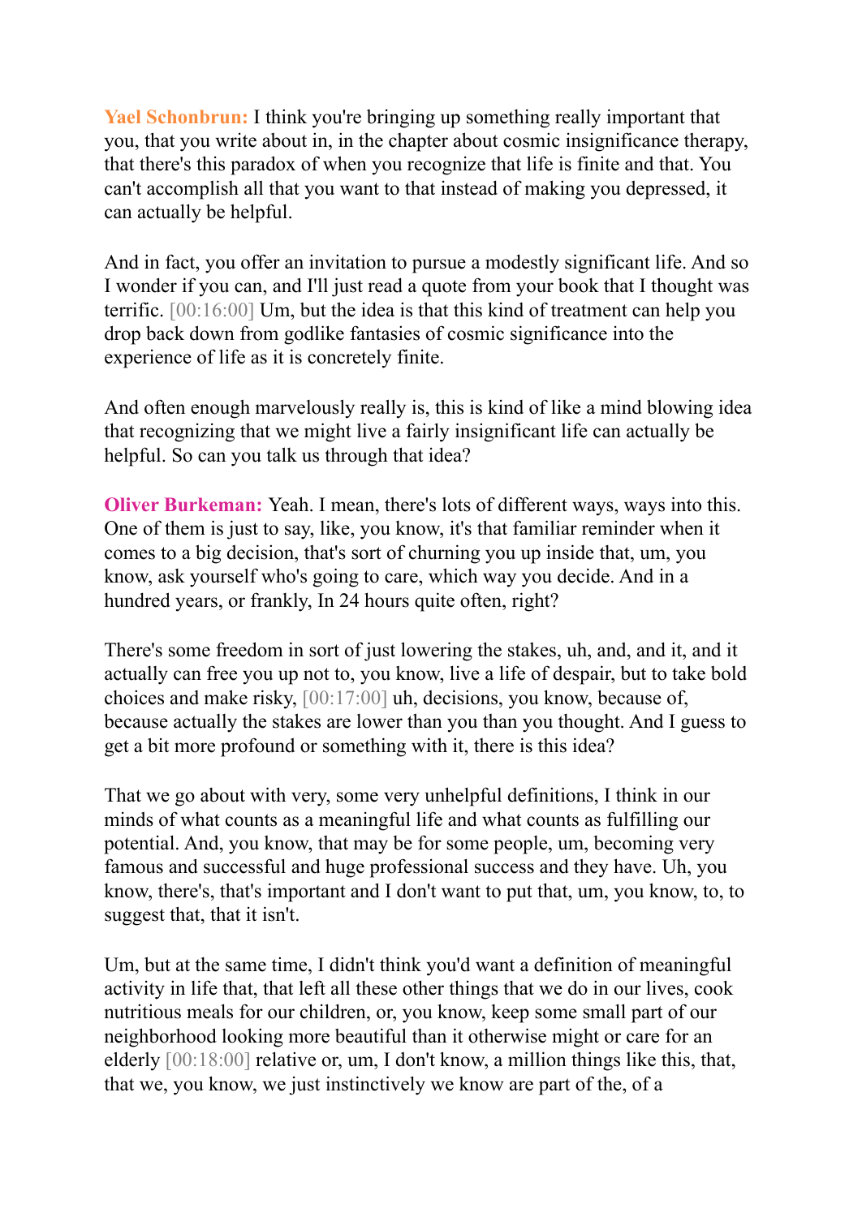**Yael Schonbrun:** I think you're bringing up something really important that you, that you write about in, in the chapter about cosmic insignificance therapy, that there's this paradox of when you recognize that life is finite and that. You can't accomplish all that you want to that instead of making you depressed, it can actually be helpful.

And in fact, you offer an invitation to pursue a modestly significant life. And so I wonder if you can, and I'll just read a quote from your book that I thought was terrific. [00:16:00] Um, but the idea is that this kind of treatment can help you drop back down from godlike fantasies of cosmic significance into the experience of life as it is concretely finite.

And often enough marvelously really is, this is kind of like a mind blowing idea that recognizing that we might live a fairly insignificant life can actually be helpful. So can you talk us through that idea?

**Oliver Burkeman:** Yeah. I mean, there's lots of different ways, ways into this. One of them is just to say, like, you know, it's that familiar reminder when it comes to a big decision, that's sort of churning you up inside that, um, you know, ask yourself who's going to care, which way you decide. And in a hundred years, or frankly, In 24 hours quite often, right?

There's some freedom in sort of just lowering the stakes, uh, and, and it, and it actually can free you up not to, you know, live a life of despair, but to take bold choices and make risky, [00:17:00] uh, decisions, you know, because of, because actually the stakes are lower than you than you thought. And I guess to get a bit more profound or something with it, there is this idea?

That we go about with very, some very unhelpful definitions, I think in our minds of what counts as a meaningful life and what counts as fulfilling our potential. And, you know, that may be for some people, um, becoming very famous and successful and huge professional success and they have. Uh, you know, there's, that's important and I don't want to put that, um, you know, to, to suggest that, that it isn't.

Um, but at the same time, I didn't think you'd want a definition of meaningful activity in life that, that left all these other things that we do in our lives, cook nutritious meals for our children, or, you know, keep some small part of our neighborhood looking more beautiful than it otherwise might or care for an elderly [00:18:00] relative or, um, I don't know, a million things like this, that, that we, you know, we just instinctively we know are part of the, of a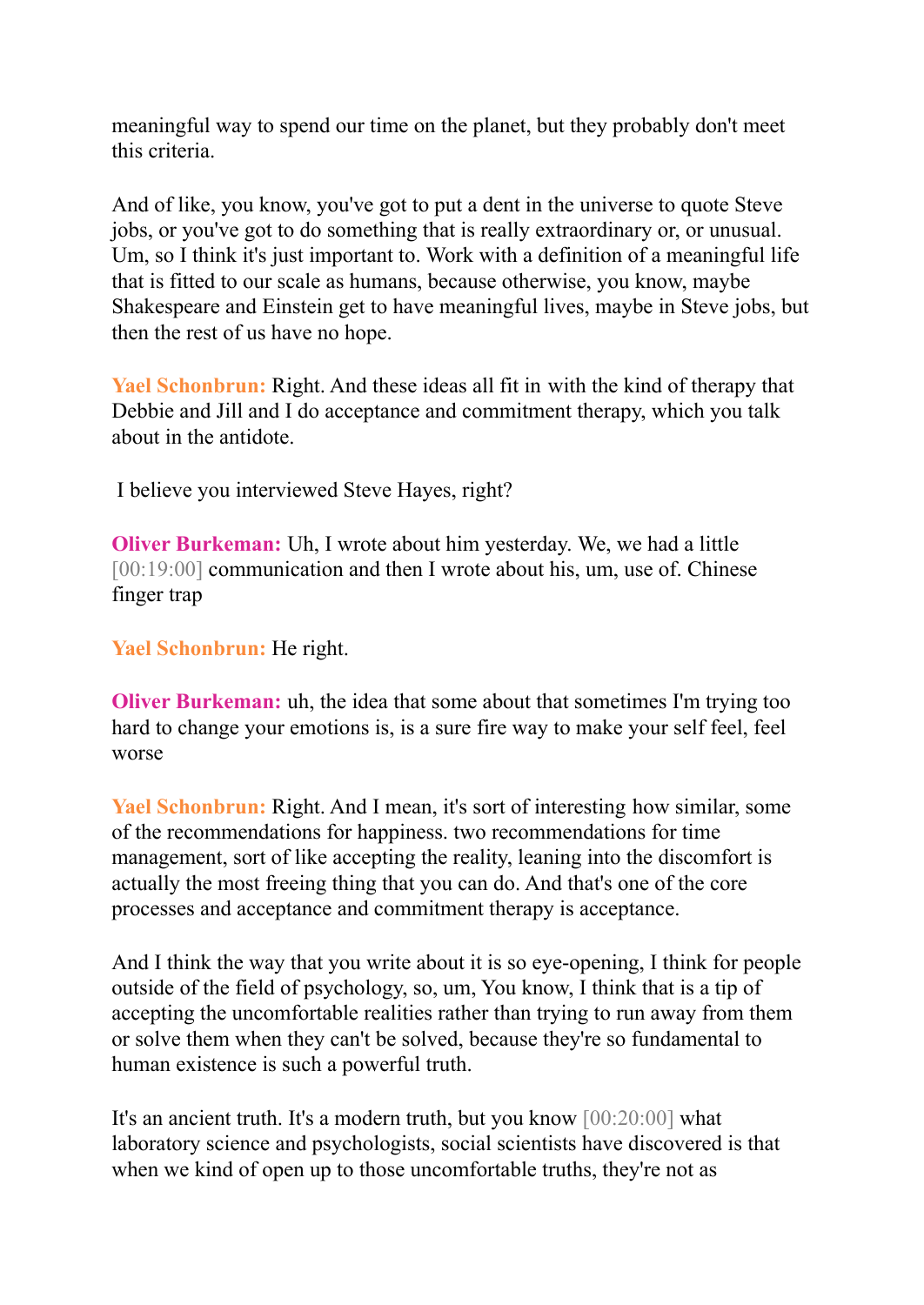meaningful way to spend our time on the planet, but they probably don't meet this criteria.

And of like, you know, you've got to put a dent in the universe to quote Steve jobs, or you've got to do something that is really extraordinary or, or unusual. Um, so I think it's just important to. Work with a definition of a meaningful life that is fitted to our scale as humans, because otherwise, you know, maybe Shakespeare and Einstein get to have meaningful lives, maybe in Steve jobs, but then the rest of us have no hope.

**Yael Schonbrun:** Right. And these ideas all fit in with the kind of therapy that Debbie and Jill and I do acceptance and commitment therapy, which you talk about in the antidote.

I believe you interviewed Steve Hayes, right?

**Oliver Burkeman:** Uh, I wrote about him yesterday. We, we had a little [00:19:00] communication and then I wrote about his, um, use of. Chinese finger trap

**Yael Schonbrun:** He right.

**Oliver Burkeman:** uh, the idea that some about that sometimes I'm trying too hard to change your emotions is, is a sure fire way to make your self feel, feel worse

**Yael Schonbrun:** Right. And I mean, it's sort of interesting how similar, some of the recommendations for happiness. two recommendations for time management, sort of like accepting the reality, leaning into the discomfort is actually the most freeing thing that you can do. And that's one of the core processes and acceptance and commitment therapy is acceptance.

And I think the way that you write about it is so eye-opening, I think for people outside of the field of psychology, so, um, You know, I think that is a tip of accepting the uncomfortable realities rather than trying to run away from them or solve them when they can't be solved, because they're so fundamental to human existence is such a powerful truth.

It's an ancient truth. It's a modern truth, but you know [00:20:00] what laboratory science and psychologists, social scientists have discovered is that when we kind of open up to those uncomfortable truths, they're not as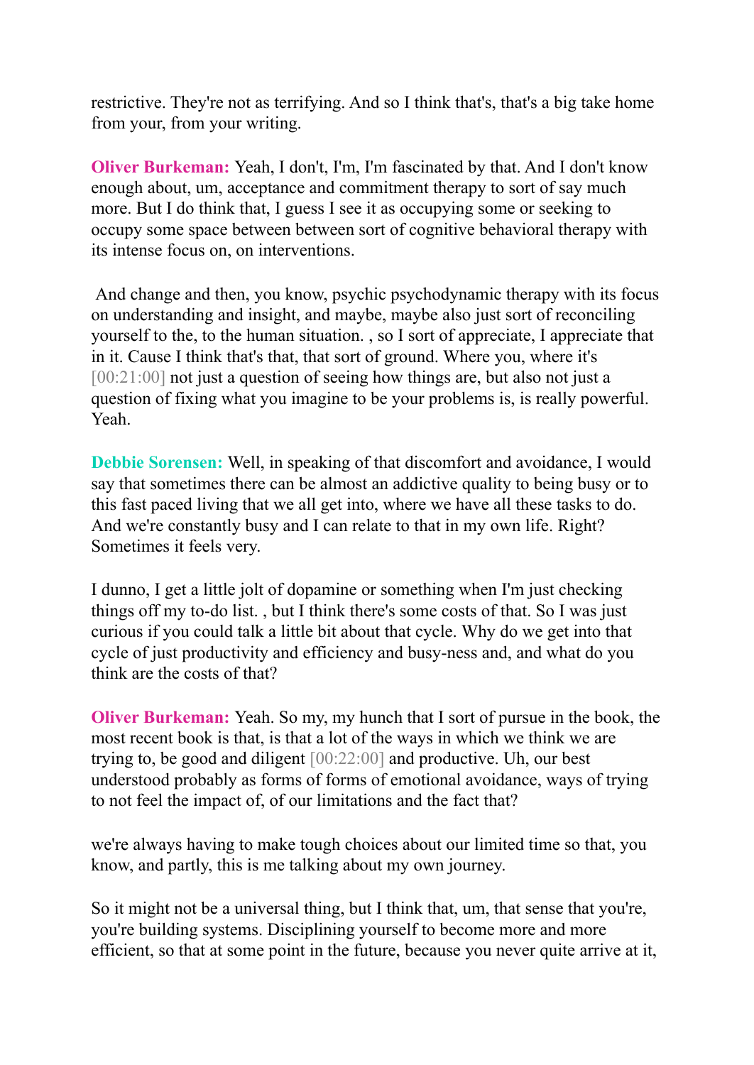restrictive. They're not as terrifying. And so I think that's, that's a big take home from your, from your writing.

**Oliver Burkeman:** Yeah, I don't, I'm, I'm fascinated by that. And I don't know enough about, um, acceptance and commitment therapy to sort of say much more. But I do think that, I guess I see it as occupying some or seeking to occupy some space between between sort of cognitive behavioral therapy with its intense focus on, on interventions.

And change and then, you know, psychic psychodynamic therapy with its focus on understanding and insight, and maybe, maybe also just sort of reconciling yourself to the, to the human situation. , so I sort of appreciate, I appreciate that in it. Cause I think that's that, that sort of ground. Where you, where it's [00:21:00] not just a question of seeing how things are, but also not just a question of fixing what you imagine to be your problems is, is really powerful. Yeah.

**Debbie Sorensen:** Well, in speaking of that discomfort and avoidance, I would say that sometimes there can be almost an addictive quality to being busy or to this fast paced living that we all get into, where we have all these tasks to do. And we're constantly busy and I can relate to that in my own life. Right? Sometimes it feels very.

I dunno, I get a little jolt of dopamine or something when I'm just checking things off my to-do list. , but I think there's some costs of that. So I was just curious if you could talk a little bit about that cycle. Why do we get into that cycle of just productivity and efficiency and busy-ness and, and what do you think are the costs of that?

**Oliver Burkeman:** Yeah. So my, my hunch that I sort of pursue in the book, the most recent book is that, is that a lot of the ways in which we think we are trying to, be good and diligent [00:22:00] and productive. Uh, our best understood probably as forms of forms of emotional avoidance, ways of trying to not feel the impact of, of our limitations and the fact that?

we're always having to make tough choices about our limited time so that, you know, and partly, this is me talking about my own journey.

So it might not be a universal thing, but I think that, um, that sense that you're, you're building systems. Disciplining yourself to become more and more efficient, so that at some point in the future, because you never quite arrive at it,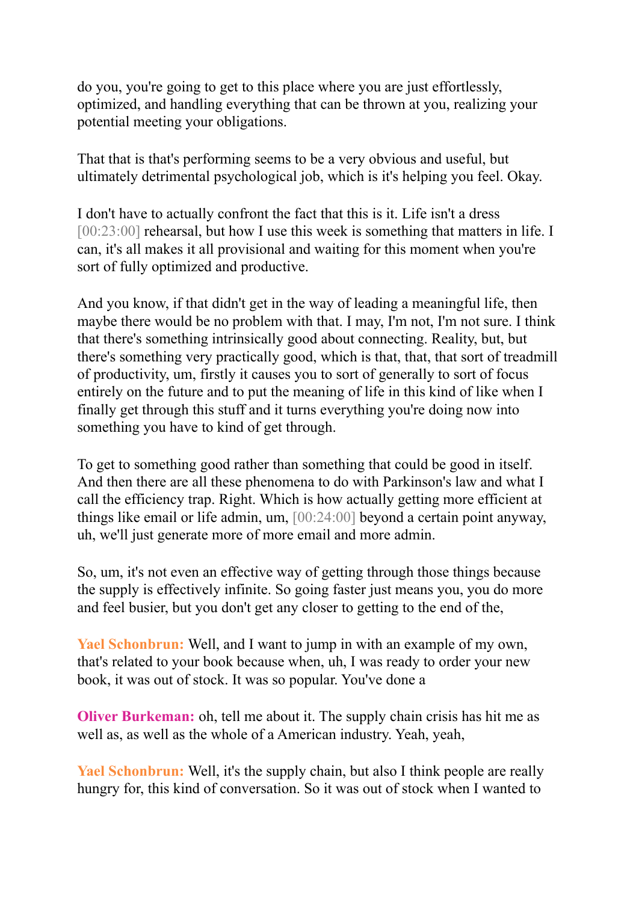do you, you're going to get to this place where you are just effortlessly, optimized, and handling everything that can be thrown at you, realizing your potential meeting your obligations.

That that is that's performing seems to be a very obvious and useful, but ultimately detrimental psychological job, which is it's helping you feel. Okay.

I don't have to actually confront the fact that this is it. Life isn't a dress [00:23:00] rehearsal, but how I use this week is something that matters in life. I can, it's all makes it all provisional and waiting for this moment when you're sort of fully optimized and productive.

And you know, if that didn't get in the way of leading a meaningful life, then maybe there would be no problem with that. I may, I'm not, I'm not sure. I think that there's something intrinsically good about connecting. Reality, but, but there's something very practically good, which is that, that, that sort of treadmill of productivity, um, firstly it causes you to sort of generally to sort of focus entirely on the future and to put the meaning of life in this kind of like when I finally get through this stuff and it turns everything you're doing now into something you have to kind of get through.

To get to something good rather than something that could be good in itself. And then there are all these phenomena to do with Parkinson's law and what I call the efficiency trap. Right. Which is how actually getting more efficient at things like email or life admin, um, [00:24:00] beyond a certain point anyway, uh, we'll just generate more of more email and more admin.

So, um, it's not even an effective way of getting through those things because the supply is effectively infinite. So going faster just means you, you do more and feel busier, but you don't get any closer to getting to the end of the,

**Yael Schonbrun:** Well, and I want to jump in with an example of my own, that's related to your book because when, uh, I was ready to order your new book, it was out of stock. It was so popular. You've done a

**Oliver Burkeman:** oh, tell me about it. The supply chain crisis has hit me as well as, as well as the whole of a American industry. Yeah, yeah,

**Yael Schonbrun:** Well, it's the supply chain, but also I think people are really hungry for, this kind of conversation. So it was out of stock when I wanted to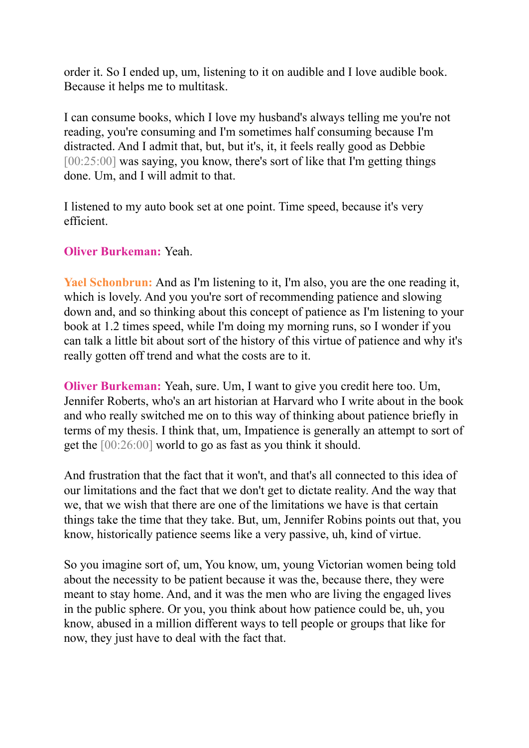order it. So I ended up, um, listening to it on audible and I love audible book. Because it helps me to multitask.

I can consume books, which I love my husband's always telling me you're not reading, you're consuming and I'm sometimes half consuming because I'm distracted. And I admit that, but, but it's, it, it feels really good as Debbie [00:25:00] was saying, you know, there's sort of like that I'm getting things done. Um, and I will admit to that.

I listened to my auto book set at one point. Time speed, because it's very efficient.

**Oliver Burkeman:** Yeah.

**Yael Schonbrun:** And as I'm listening to it, I'm also, you are the one reading it, which is lovely. And you you're sort of recommending patience and slowing down and, and so thinking about this concept of patience as I'm listening to your book at 1.2 times speed, while I'm doing my morning runs, so I wonder if you can talk a little bit about sort of the history of this virtue of patience and why it's really gotten off trend and what the costs are to it.

**Oliver Burkeman:** Yeah, sure. Um, I want to give you credit here too. Um, Jennifer Roberts, who's an art historian at Harvard who I write about in the book and who really switched me on to this way of thinking about patience briefly in terms of my thesis. I think that, um, Impatience is generally an attempt to sort of get the [00:26:00] world to go as fast as you think it should.

And frustration that the fact that it won't, and that's all connected to this idea of our limitations and the fact that we don't get to dictate reality. And the way that we, that we wish that there are one of the limitations we have is that certain things take the time that they take. But, um, Jennifer Robins points out that, you know, historically patience seems like a very passive, uh, kind of virtue.

So you imagine sort of, um, You know, um, young Victorian women being told about the necessity to be patient because it was the, because there, they were meant to stay home. And, and it was the men who are living the engaged lives in the public sphere. Or you, you think about how patience could be, uh, you know, abused in a million different ways to tell people or groups that like for now, they just have to deal with the fact that.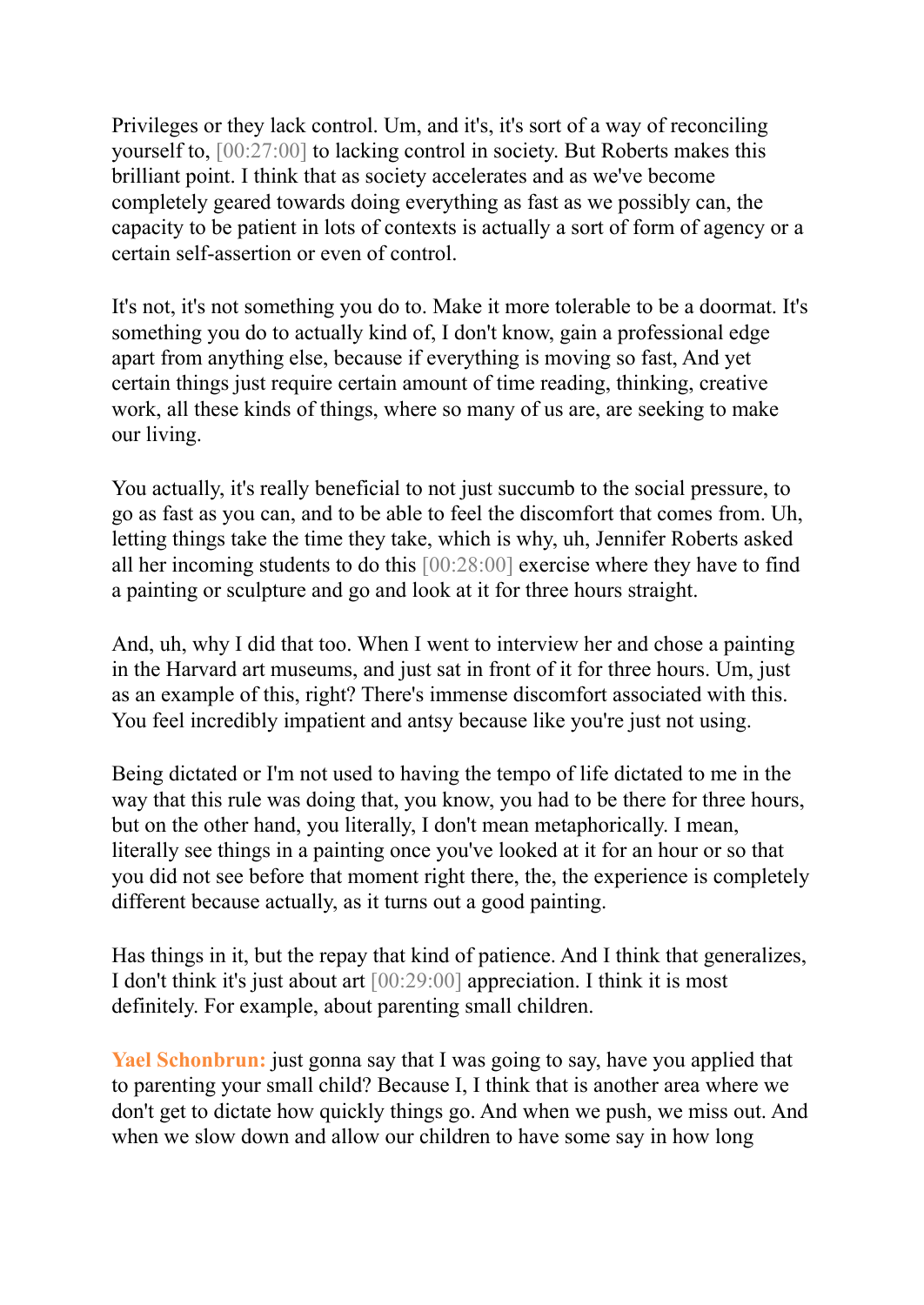Privileges or they lack control. Um, and it's, it's sort of a way of reconciling yourself to, [00:27:00] to lacking control in society. But Roberts makes this brilliant point. I think that as society accelerates and as we've become completely geared towards doing everything as fast as we possibly can, the capacity to be patient in lots of contexts is actually a sort of form of agency or a certain self-assertion or even of control.

It's not, it's not something you do to. Make it more tolerable to be a doormat. It's something you do to actually kind of, I don't know, gain a professional edge apart from anything else, because if everything is moving so fast, And yet certain things just require certain amount of time reading, thinking, creative work, all these kinds of things, where so many of us are, are seeking to make our living.

You actually, it's really beneficial to not just succumb to the social pressure, to go as fast as you can, and to be able to feel the discomfort that comes from. Uh, letting things take the time they take, which is why, uh, Jennifer Roberts asked all her incoming students to do this [00:28:00] exercise where they have to find a painting or sculpture and go and look at it for three hours straight.

And, uh, why I did that too. When I went to interview her and chose a painting in the Harvard art museums, and just sat in front of it for three hours. Um, just as an example of this, right? There's immense discomfort associated with this. You feel incredibly impatient and antsy because like you're just not using.

Being dictated or I'm not used to having the tempo of life dictated to me in the way that this rule was doing that, you know, you had to be there for three hours, but on the other hand, you literally, I don't mean metaphorically. I mean, literally see things in a painting once you've looked at it for an hour or so that you did not see before that moment right there, the, the experience is completely different because actually, as it turns out a good painting.

Has things in it, but the repay that kind of patience. And I think that generalizes, I don't think it's just about art [00:29:00] appreciation. I think it is most definitely. For example, about parenting small children.

**Yael Schonbrun:** just gonna say that I was going to say, have you applied that to parenting your small child? Because I, I think that is another area where we don't get to dictate how quickly things go. And when we push, we miss out. And when we slow down and allow our children to have some say in how long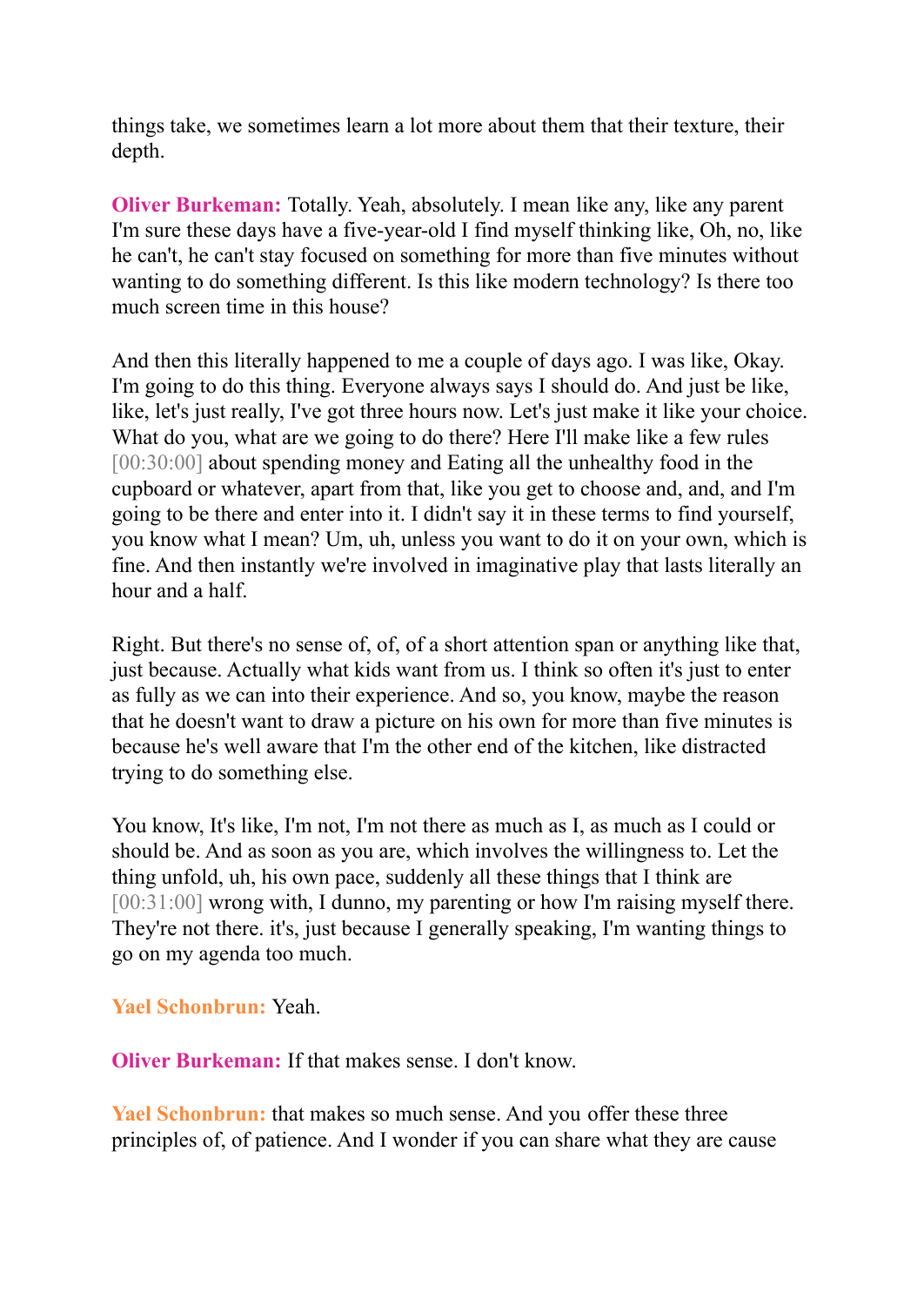things take, we sometimes learn a lot more about them that their texture, their depth.

**Oliver Burkeman:** Totally. Yeah, absolutely. I mean like any, like any parent I'm sure these days have a five-year-old I find myself thinking like, Oh, no, like he can't, he can't stay focused on something for more than five minutes without wanting to do something different. Is this like modern technology? Is there too much screen time in this house?

And then this literally happened to me a couple of days ago. I was like, Okay. I'm going to do this thing. Everyone always says I should do. And just be like, like, let's just really, I've got three hours now. Let's just make it like your choice. What do you, what are we going to do there? Here I'll make like a few rules [00:30:00] about spending money and Eating all the unhealthy food in the cupboard or whatever, apart from that, like you get to choose and, and, and I'm going to be there and enter into it. I didn't say it in these terms to find yourself, you know what I mean? Um, uh, unless you want to do it on your own, which is fine. And then instantly we're involved in imaginative play that lasts literally an hour and a half.

Right. But there's no sense of, of, of a short attention span or anything like that, just because. Actually what kids want from us. I think so often it's just to enter as fully as we can into their experience. And so, you know, maybe the reason that he doesn't want to draw a picture on his own for more than five minutes is because he's well aware that I'm the other end of the kitchen, like distracted trying to do something else.

You know, It's like, I'm not, I'm not there as much as I, as much as I could or should be. And as soon as you are, which involves the willingness to. Let the thing unfold, uh, his own pace, suddenly all these things that I think are [00:31:00] wrong with, I dunno, my parenting or how I'm raising myself there. They're not there. it's, just because I generally speaking, I'm wanting things to go on my agenda too much.

**Yael Schonbrun:** Yeah.

**Oliver Burkeman:** If that makes sense. I don't know.

**Yael Schonbrun:** that makes so much sense. And you offer these three principles of, of patience. And I wonder if you can share what they are cause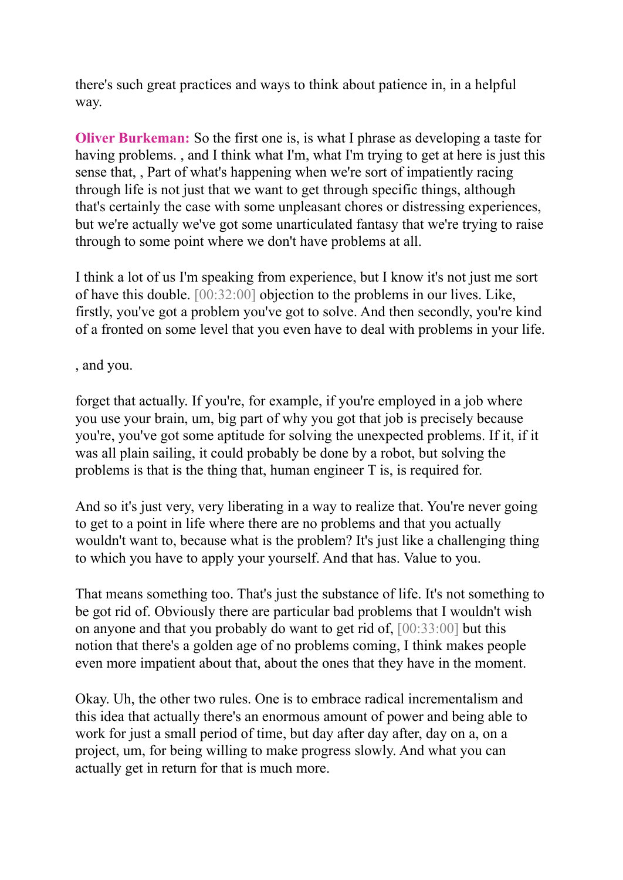there's such great practices and ways to think about patience in, in a helpful way.

**Oliver Burkeman:** So the first one is, is what I phrase as developing a taste for having problems. , and I think what I'm, what I'm trying to get at here is just this sense that, , Part of what's happening when we're sort of impatiently racing through life is not just that we want to get through specific things, although that's certainly the case with some unpleasant chores or distressing experiences, but we're actually we've got some unarticulated fantasy that we're trying to raise through to some point where we don't have problems at all.

I think a lot of us I'm speaking from experience, but I know it's not just me sort of have this double. [00:32:00] objection to the problems in our lives. Like, firstly, you've got a problem you've got to solve. And then secondly, you're kind of a fronted on some level that you even have to deal with problems in your life.

, and you.

forget that actually. If you're, for example, if you're employed in a job where you use your brain, um, big part of why you got that job is precisely because you're, you've got some aptitude for solving the unexpected problems. If it, if it was all plain sailing, it could probably be done by a robot, but solving the problems is that is the thing that, human engineer T is, is required for.

And so it's just very, very liberating in a way to realize that. You're never going to get to a point in life where there are no problems and that you actually wouldn't want to, because what is the problem? It's just like a challenging thing to which you have to apply your yourself. And that has. Value to you.

That means something too. That's just the substance of life. It's not something to be got rid of. Obviously there are particular bad problems that I wouldn't wish on anyone and that you probably do want to get rid of, [00:33:00] but this notion that there's a golden age of no problems coming, I think makes people even more impatient about that, about the ones that they have in the moment.

Okay. Uh, the other two rules. One is to embrace radical incrementalism and this idea that actually there's an enormous amount of power and being able to work for just a small period of time, but day after day after, day on a, on a project, um, for being willing to make progress slowly. And what you can actually get in return for that is much more.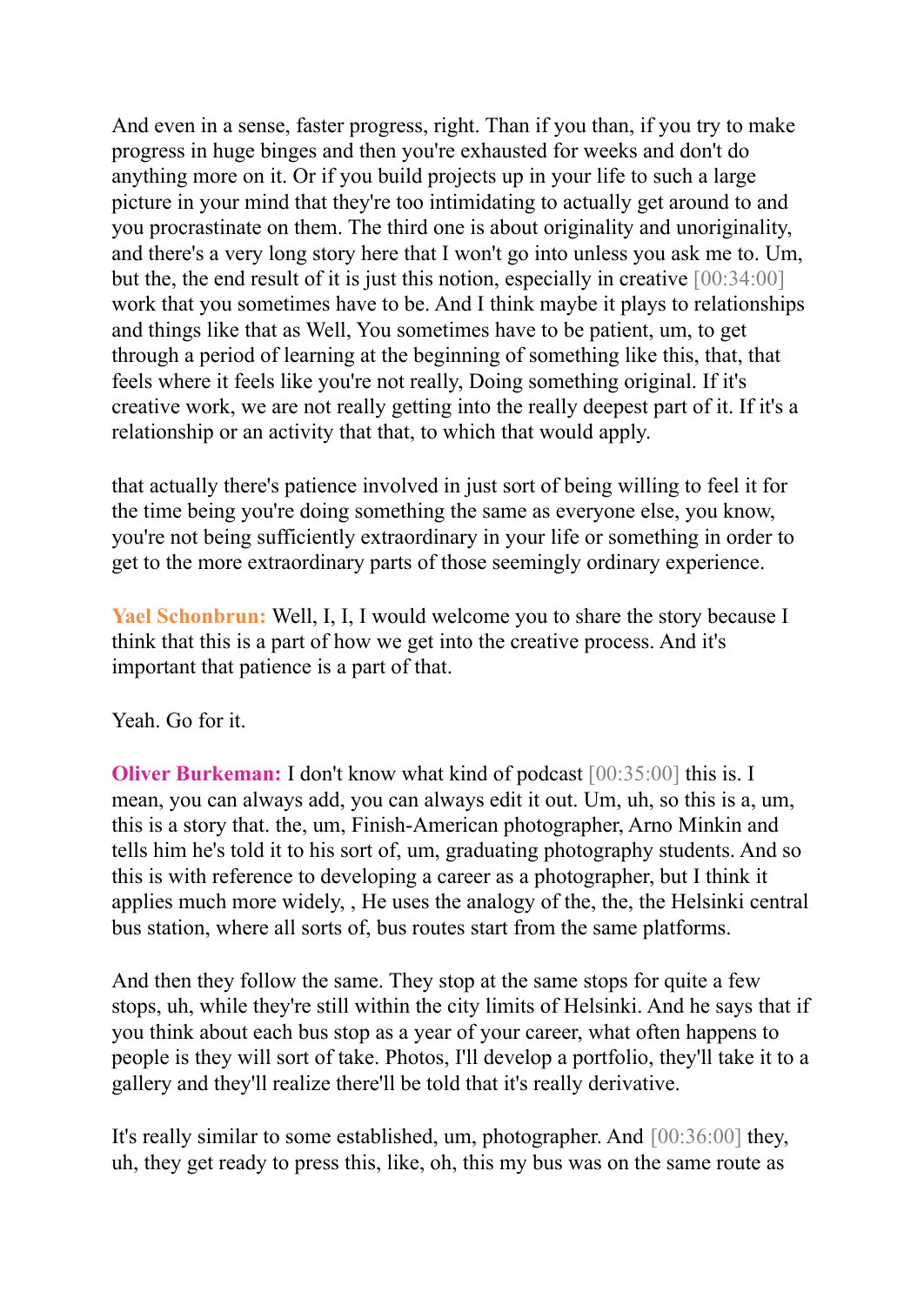And even in a sense, faster progress, right. Than if you than, if you try to make progress in huge binges and then you're exhausted for weeks and don't do anything more on it. Or if you build projects up in your life to such a large picture in your mind that they're too intimidating to actually get around to and you procrastinate on them. The third one is about originality and unoriginality, and there's a very long story here that I won't go into unless you ask me to. Um, but the, the end result of it is just this notion, especially in creative [00:34:00] work that you sometimes have to be. And I think maybe it plays to relationships and things like that as Well, You sometimes have to be patient, um, to get through a period of learning at the beginning of something like this, that, that feels where it feels like you're not really, Doing something original. If it's creative work, we are not really getting into the really deepest part of it. If it's a relationship or an activity that that, to which that would apply.

that actually there's patience involved in just sort of being willing to feel it for the time being you're doing something the same as everyone else, you know, you're not being sufficiently extraordinary in your life or something in order to get to the more extraordinary parts of those seemingly ordinary experience.

**Yael Schonbrun:** Well, I, I, I would welcome you to share the story because I think that this is a part of how we get into the creative process. And it's important that patience is a part of that.

Yeah. Go for it.

**Oliver Burkeman:** I don't know what kind of podcast [00:35:00] this is. I mean, you can always add, you can always edit it out. Um, uh, so this is a, um, this is a story that. the, um, Finish-American photographer, Arno Minkin and tells him he's told it to his sort of, um, graduating photography students. And so this is with reference to developing a career as a photographer, but I think it applies much more widely, , He uses the analogy of the, the, the Helsinki central bus station, where all sorts of, bus routes start from the same platforms.

And then they follow the same. They stop at the same stops for quite a few stops, uh, while they're still within the city limits of Helsinki. And he says that if you think about each bus stop as a year of your career, what often happens to people is they will sort of take. Photos, I'll develop a portfolio, they'll take it to a gallery and they'll realize there'll be told that it's really derivative.

It's really similar to some established, um, photographer. And [00:36:00] they, uh, they get ready to press this, like, oh, this my bus was on the same route as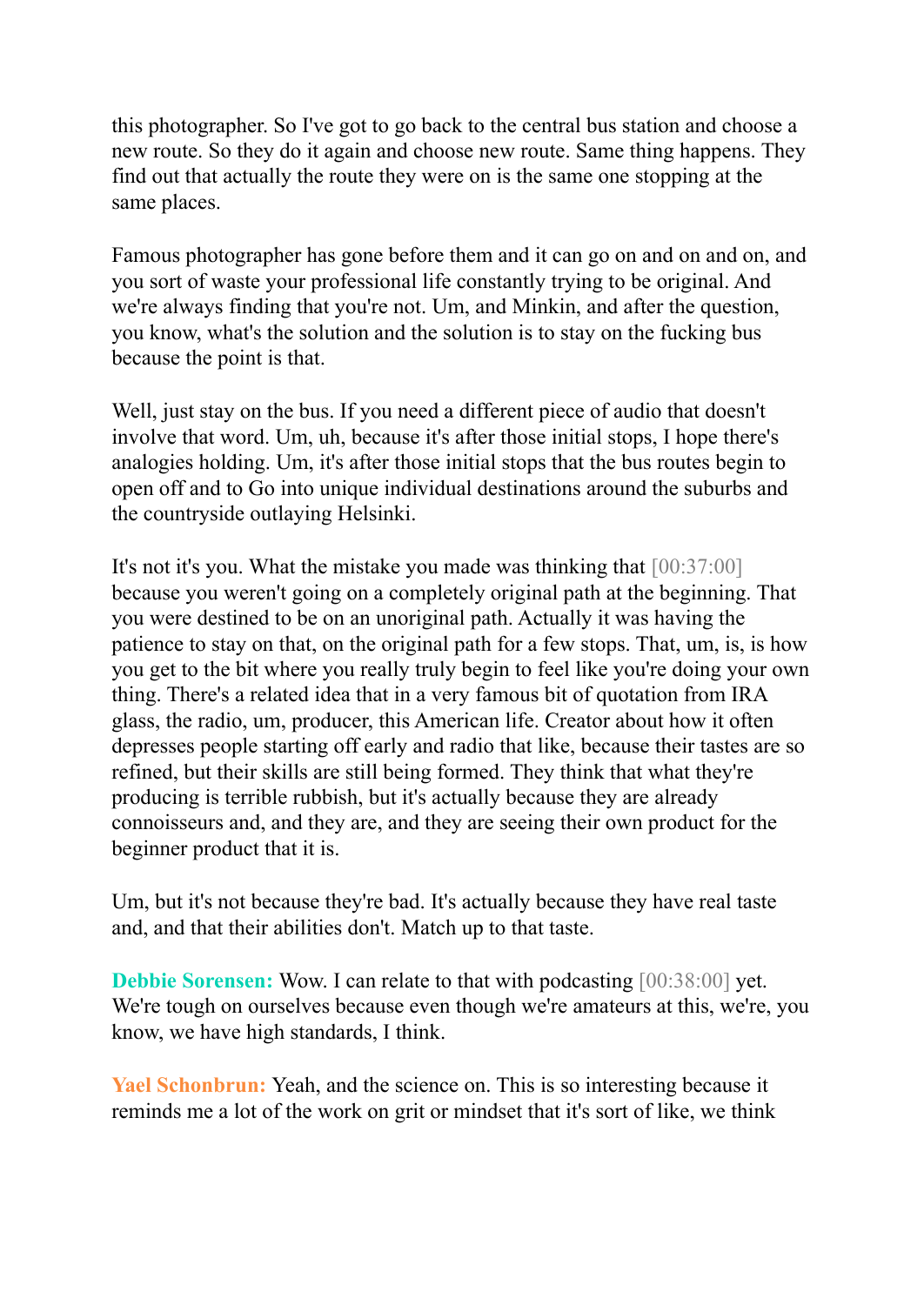this photographer. So I've got to go back to the central bus station and choose a new route. So they do it again and choose new route. Same thing happens. They find out that actually the route they were on is the same one stopping at the same places.

Famous photographer has gone before them and it can go on and on and on, and you sort of waste your professional life constantly trying to be original. And we're always finding that you're not. Um, and Minkin, and after the question, you know, what's the solution and the solution is to stay on the fucking bus because the point is that.

Well, just stay on the bus. If you need a different piece of audio that doesn't involve that word. Um, uh, because it's after those initial stops, I hope there's analogies holding. Um, it's after those initial stops that the bus routes begin to open off and to Go into unique individual destinations around the suburbs and the countryside outlaying Helsinki.

It's not it's you. What the mistake you made was thinking that [00:37:00] because you weren't going on a completely original path at the beginning. That you were destined to be on an unoriginal path. Actually it was having the patience to stay on that, on the original path for a few stops. That, um, is, is how you get to the bit where you really truly begin to feel like you're doing your own thing. There's a related idea that in a very famous bit of quotation from IRA glass, the radio, um, producer, this American life. Creator about how it often depresses people starting off early and radio that like, because their tastes are so refined, but their skills are still being formed. They think that what they're producing is terrible rubbish, but it's actually because they are already connoisseurs and, and they are, and they are seeing their own product for the beginner product that it is.

Um, but it's not because they're bad. It's actually because they have real taste and, and that their abilities don't. Match up to that taste.

**Debbie Sorensen:** Wow. I can relate to that with podcasting [00:38:00] yet. We're tough on ourselves because even though we're amateurs at this, we're, you know, we have high standards, I think.

**Yael Schonbrun:** Yeah, and the science on. This is so interesting because it reminds me a lot of the work on grit or mindset that it's sort of like, we think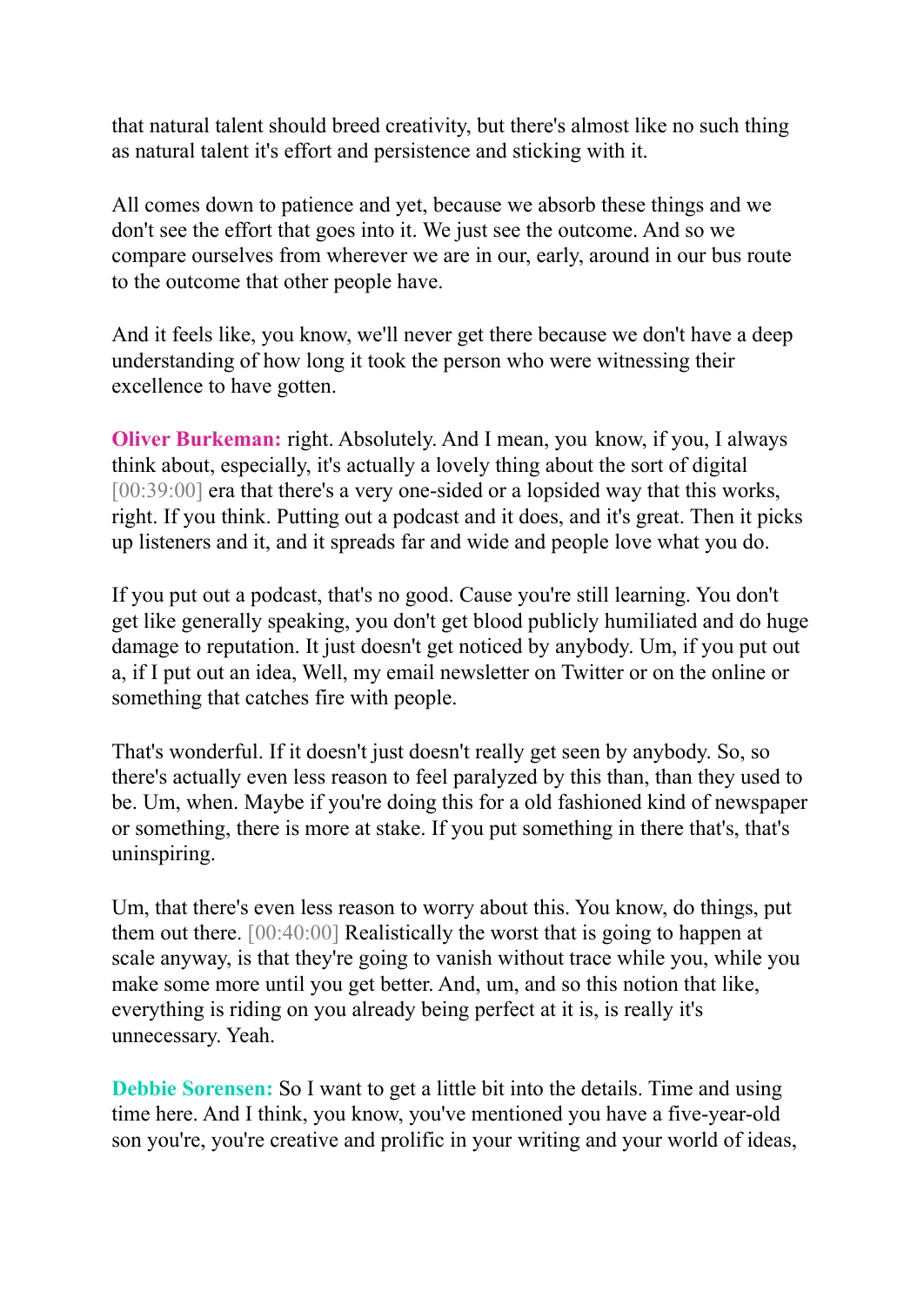that natural talent should breed creativity, but there's almost like no such thing as natural talent it's effort and persistence and sticking with it.

All comes down to patience and yet, because we absorb these things and we don't see the effort that goes into it. We just see the outcome. And so we compare ourselves from wherever we are in our, early, around in our bus route to the outcome that other people have.

And it feels like, you know, we'll never get there because we don't have a deep understanding of how long it took the person who were witnessing their excellence to have gotten.

**Oliver Burkeman:** right. Absolutely. And I mean, you know, if you, I always think about, especially, it's actually a lovely thing about the sort of digital [00:39:00] era that there's a very one-sided or a lopsided way that this works, right. If you think. Putting out a podcast and it does, and it's great. Then it picks up listeners and it, and it spreads far and wide and people love what you do.

If you put out a podcast, that's no good. Cause you're still learning. You don't get like generally speaking, you don't get blood publicly humiliated and do huge damage to reputation. It just doesn't get noticed by anybody. Um, if you put out a, if I put out an idea, Well, my email newsletter on Twitter or on the online or something that catches fire with people.

That's wonderful. If it doesn't just doesn't really get seen by anybody. So, so there's actually even less reason to feel paralyzed by this than, than they used to be. Um, when. Maybe if you're doing this for a old fashioned kind of newspaper or something, there is more at stake. If you put something in there that's, that's uninspiring.

Um, that there's even less reason to worry about this. You know, do things, put them out there. [00:40:00] Realistically the worst that is going to happen at scale anyway, is that they're going to vanish without trace while you, while you make some more until you get better. And, um, and so this notion that like, everything is riding on you already being perfect at it is, is really it's unnecessary. Yeah.

**Debbie Sorensen:** So I want to get a little bit into the details. Time and using time here. And I think, you know, you've mentioned you have a five-year-old son you're, you're creative and prolific in your writing and your world of ideas,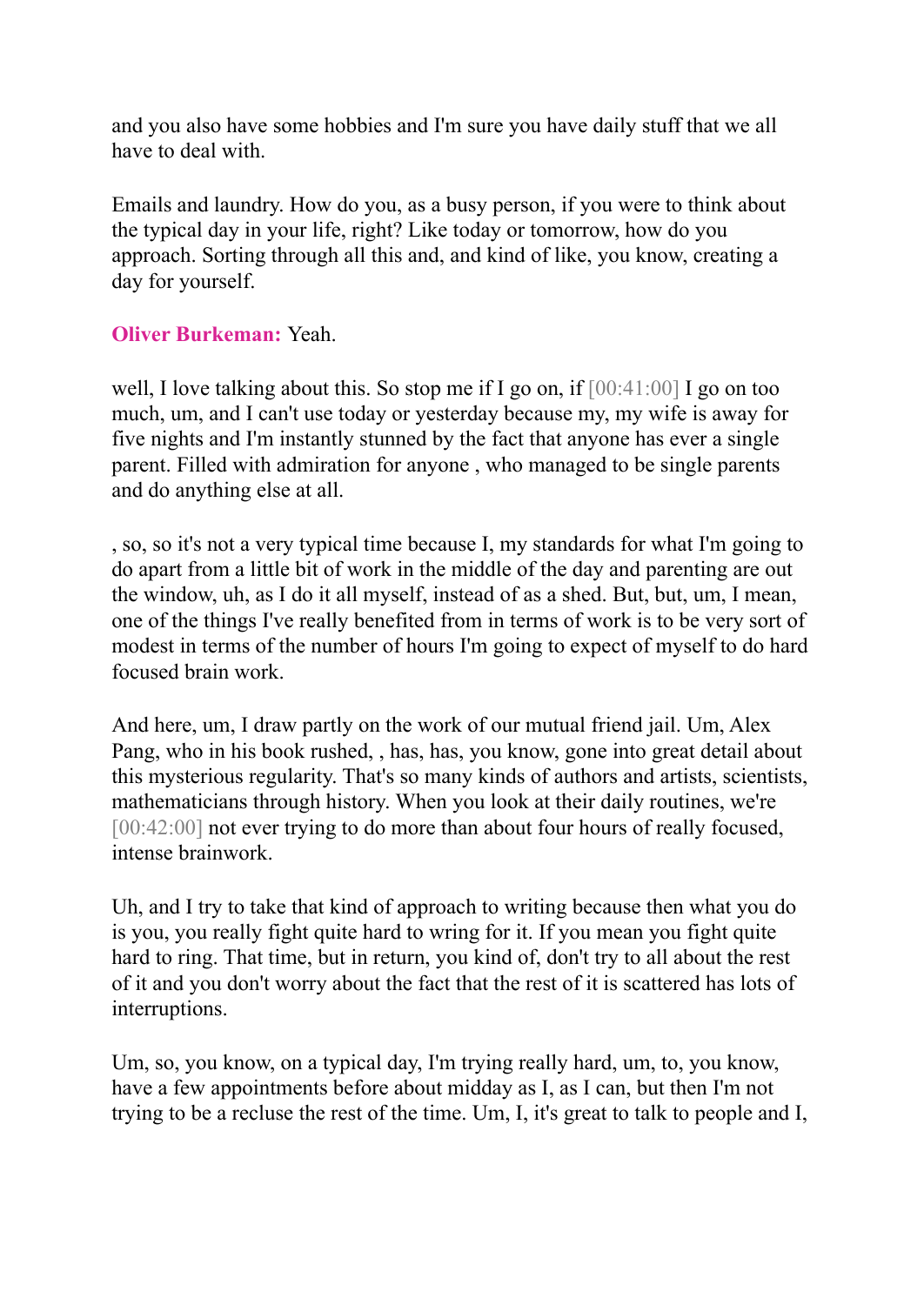and you also have some hobbies and I'm sure you have daily stuff that we all have to deal with.

Emails and laundry. How do you, as a busy person, if you were to think about the typical day in your life, right? Like today or tomorrow, how do you approach. Sorting through all this and, and kind of like, you know, creating a day for yourself.

**Oliver Burkeman:** Yeah.

well, I love talking about this. So stop me if I go on, if [00:41:00] I go on too much, um, and I can't use today or yesterday because my, my wife is away for five nights and I'm instantly stunned by the fact that anyone has ever a single parent. Filled with admiration for anyone , who managed to be single parents and do anything else at all.

, so, so it's not a very typical time because I, my standards for what I'm going to do apart from a little bit of work in the middle of the day and parenting are out the window, uh, as I do it all myself, instead of as a shed. But, but, um, I mean, one of the things I've really benefited from in terms of work is to be very sort of modest in terms of the number of hours I'm going to expect of myself to do hard focused brain work.

And here, um, I draw partly on the work of our mutual friend jail. Um, Alex Pang, who in his book rushed, , has, has, you know, gone into great detail about this mysterious regularity. That's so many kinds of authors and artists, scientists, mathematicians through history. When you look at their daily routines, we're [00:42:00] not ever trying to do more than about four hours of really focused, intense brainwork.

Uh, and I try to take that kind of approach to writing because then what you do is you, you really fight quite hard to wring for it. If you mean you fight quite hard to ring. That time, but in return, you kind of, don't try to all about the rest of it and you don't worry about the fact that the rest of it is scattered has lots of interruptions.

Um, so, you know, on a typical day, I'm trying really hard, um, to, you know, have a few appointments before about midday as I, as I can, but then I'm not trying to be a recluse the rest of the time. Um, I, it's great to talk to people and I,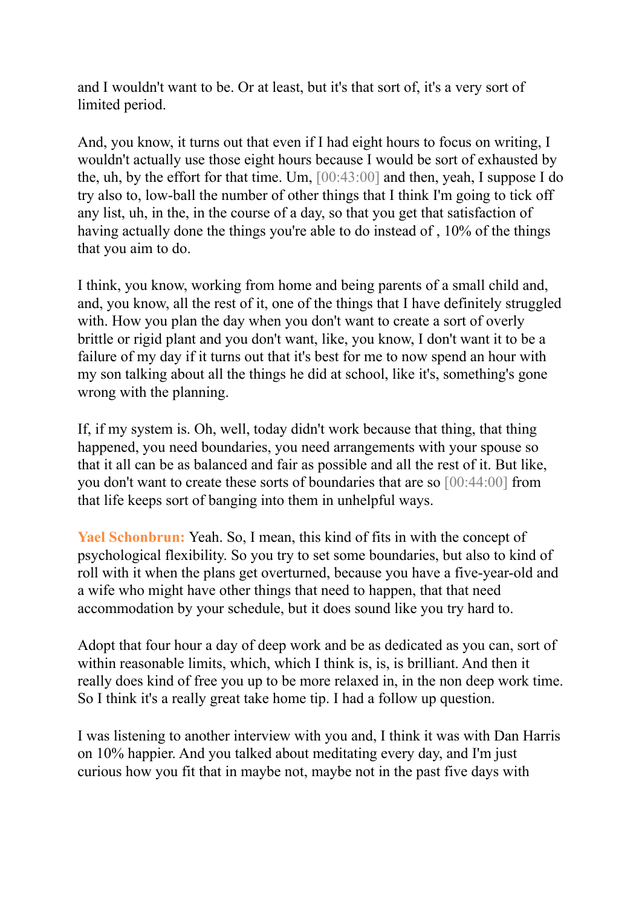and I wouldn't want to be. Or at least, but it's that sort of, it's a very sort of limited period.

And, you know, it turns out that even if I had eight hours to focus on writing, I wouldn't actually use those eight hours because I would be sort of exhausted by the, uh, by the effort for that time. Um, [00:43:00] and then, yeah, I suppose I do try also to, low-ball the number of other things that I think I'm going to tick off any list, uh, in the, in the course of a day, so that you get that satisfaction of having actually done the things you're able to do instead of , 10% of the things that you aim to do.

I think, you know, working from home and being parents of a small child and, and, you know, all the rest of it, one of the things that I have definitely struggled with. How you plan the day when you don't want to create a sort of overly brittle or rigid plant and you don't want, like, you know, I don't want it to be a failure of my day if it turns out that it's best for me to now spend an hour with my son talking about all the things he did at school, like it's, something's gone wrong with the planning.

If, if my system is. Oh, well, today didn't work because that thing, that thing happened, you need boundaries, you need arrangements with your spouse so that it all can be as balanced and fair as possible and all the rest of it. But like, you don't want to create these sorts of boundaries that are so [00:44:00] from that life keeps sort of banging into them in unhelpful ways.

**Yael Schonbrun:** Yeah. So, I mean, this kind of fits in with the concept of psychological flexibility. So you try to set some boundaries, but also to kind of roll with it when the plans get overturned, because you have a five-year-old and a wife who might have other things that need to happen, that that need accommodation by your schedule, but it does sound like you try hard to.

Adopt that four hour a day of deep work and be as dedicated as you can, sort of within reasonable limits, which, which I think is, is, is brilliant. And then it really does kind of free you up to be more relaxed in, in the non deep work time. So I think it's a really great take home tip. I had a follow up question.

I was listening to another interview with you and, I think it was with Dan Harris on 10% happier. And you talked about meditating every day, and I'm just curious how you fit that in maybe not, maybe not in the past five days with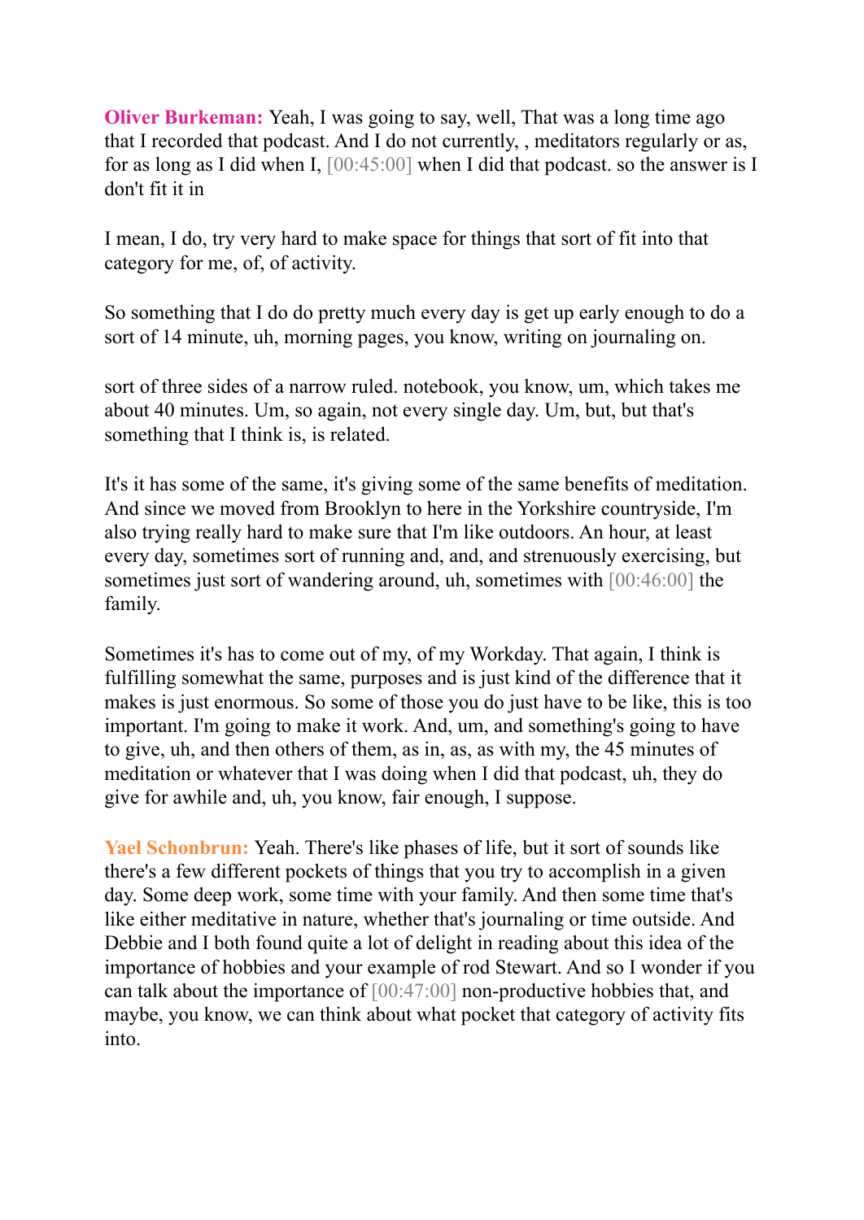**Oliver Burkeman:** Yeah, I was going to say, well, That was a long time ago that I recorded that podcast. And I do not currently, , meditators regularly or as, for as long as I did when I, [00:45:00] when I did that podcast. so the answer is I don't fit it in

I mean, I do, try very hard to make space for things that sort of fit into that category for me, of, of activity.

So something that I do do pretty much every day is get up early enough to do a sort of 14 minute, uh, morning pages, you know, writing on journaling on.

sort of three sides of a narrow ruled. notebook, you know, um, which takes me about 40 minutes. Um, so again, not every single day. Um, but, but that's something that I think is, is related.

It's it has some of the same, it's giving some of the same benefits of meditation. And since we moved from Brooklyn to here in the Yorkshire countryside, I'm also trying really hard to make sure that I'm like outdoors. An hour, at least every day, sometimes sort of running and, and, and strenuously exercising, but sometimes just sort of wandering around, uh, sometimes with [00:46:00] the family.

Sometimes it's has to come out of my, of my Workday. That again, I think is fulfilling somewhat the same, purposes and is just kind of the difference that it makes is just enormous. So some of those you do just have to be like, this is too important. I'm going to make it work. And, um, and something's going to have to give, uh, and then others of them, as in, as, as with my, the 45 minutes of meditation or whatever that I was doing when I did that podcast, uh, they do give for awhile and, uh, you know, fair enough, I suppose.

**Yael Schonbrun:** Yeah. There's like phases of life, but it sort of sounds like there's a few different pockets of things that you try to accomplish in a given day. Some deep work, some time with your family. And then some time that's like either meditative in nature, whether that's journaling or time outside. And Debbie and I both found quite a lot of delight in reading about this idea of the importance of hobbies and your example of rod Stewart. And so I wonder if you can talk about the importance of [00:47:00] non-productive hobbies that, and maybe, you know, we can think about what pocket that category of activity fits into.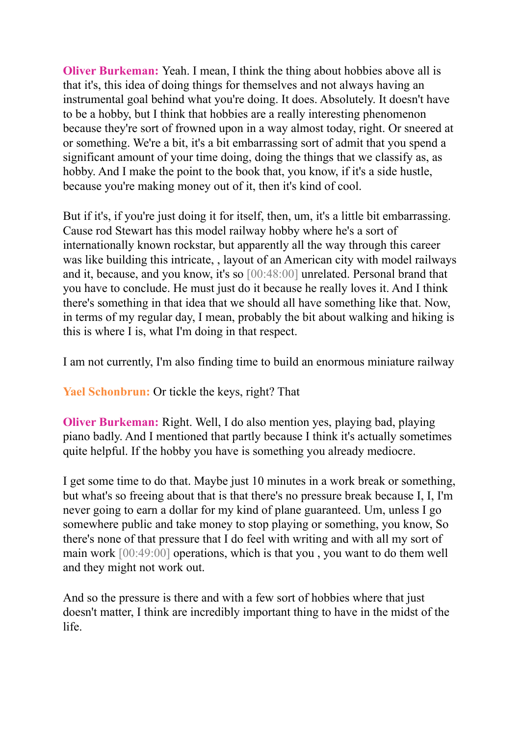**Oliver Burkeman:** Yeah. I mean, I think the thing about hobbies above all is that it's, this idea of doing things for themselves and not always having an instrumental goal behind what you're doing. It does. Absolutely. It doesn't have to be a hobby, but I think that hobbies are a really interesting phenomenon because they're sort of frowned upon in a way almost today, right. Or sneered at or something. We're a bit, it's a bit embarrassing sort of admit that you spend a significant amount of your time doing, doing the things that we classify as, as hobby. And I make the point to the book that, you know, if it's a side hustle, because you're making money out of it, then it's kind of cool.

But if it's, if you're just doing it for itself, then, um, it's a little bit embarrassing. Cause rod Stewart has this model railway hobby where he's a sort of internationally known rockstar, but apparently all the way through this career was like building this intricate, , layout of an American city with model railways and it, because, and you know, it's so [00:48:00] unrelated. Personal brand that you have to conclude. He must just do it because he really loves it. And I think there's something in that idea that we should all have something like that. Now, in terms of my regular day, I mean, probably the bit about walking and hiking is this is where I is, what I'm doing in that respect.

I am not currently, I'm also finding time to build an enormous miniature railway

**Yael Schonbrun:** Or tickle the keys, right? That

**Oliver Burkeman:** Right. Well, I do also mention yes, playing bad, playing piano badly. And I mentioned that partly because I think it's actually sometimes quite helpful. If the hobby you have is something you already mediocre.

I get some time to do that. Maybe just 10 minutes in a work break or something, but what's so freeing about that is that there's no pressure break because I, I, I'm never going to earn a dollar for my kind of plane guaranteed. Um, unless I go somewhere public and take money to stop playing or something, you know, So there's none of that pressure that I do feel with writing and with all my sort of main work [00:49:00] operations, which is that you , you want to do them well and they might not work out.

And so the pressure is there and with a few sort of hobbies where that just doesn't matter, I think are incredibly important thing to have in the midst of the life.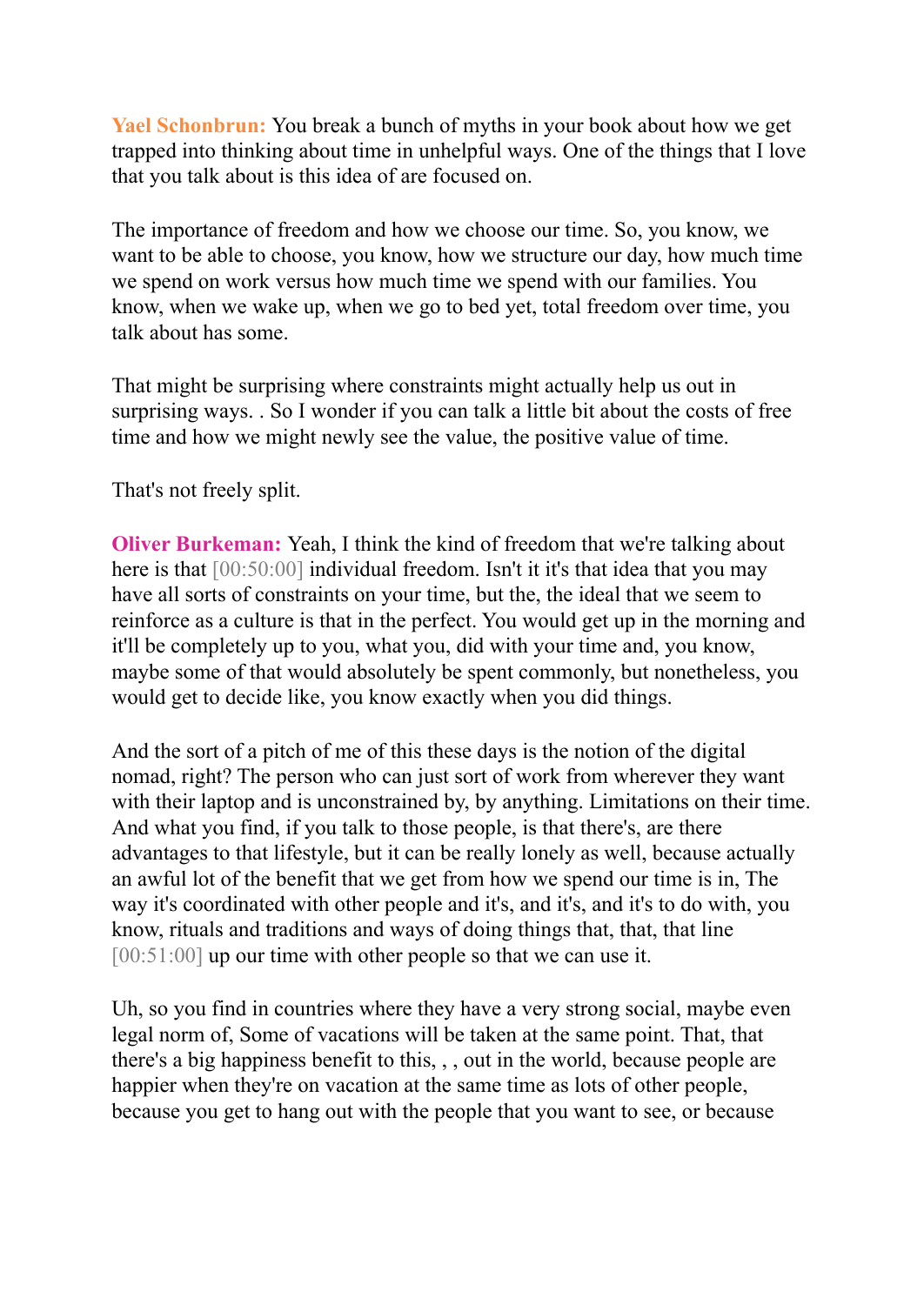**Yael Schonbrun:** You break a bunch of myths in your book about how we get trapped into thinking about time in unhelpful ways. One of the things that I love that you talk about is this idea of are focused on.

The importance of freedom and how we choose our time. So, you know, we want to be able to choose, you know, how we structure our day, how much time we spend on work versus how much time we spend with our families. You know, when we wake up, when we go to bed yet, total freedom over time, you talk about has some.

That might be surprising where constraints might actually help us out in surprising ways. . So I wonder if you can talk a little bit about the costs of free time and how we might newly see the value, the positive value of time.

That's not freely split.

**Oliver Burkeman:** Yeah, I think the kind of freedom that we're talking about here is that [00:50:00] individual freedom. Isn't it it's that idea that you may have all sorts of constraints on your time, but the, the ideal that we seem to reinforce as a culture is that in the perfect. You would get up in the morning and it'll be completely up to you, what you, did with your time and, you know, maybe some of that would absolutely be spent commonly, but nonetheless, you would get to decide like, you know exactly when you did things.

And the sort of a pitch of me of this these days is the notion of the digital nomad, right? The person who can just sort of work from wherever they want with their laptop and is unconstrained by, by anything. Limitations on their time. And what you find, if you talk to those people, is that there's, are there advantages to that lifestyle, but it can be really lonely as well, because actually an awful lot of the benefit that we get from how we spend our time is in, The way it's coordinated with other people and it's, and it's, and it's to do with, you know, rituals and traditions and ways of doing things that, that, that line [00:51:00] up our time with other people so that we can use it.

Uh, so you find in countries where they have a very strong social, maybe even legal norm of, Some of vacations will be taken at the same point. That, that there's a big happiness benefit to this, , , out in the world, because people are happier when they're on vacation at the same time as lots of other people, because you get to hang out with the people that you want to see, or because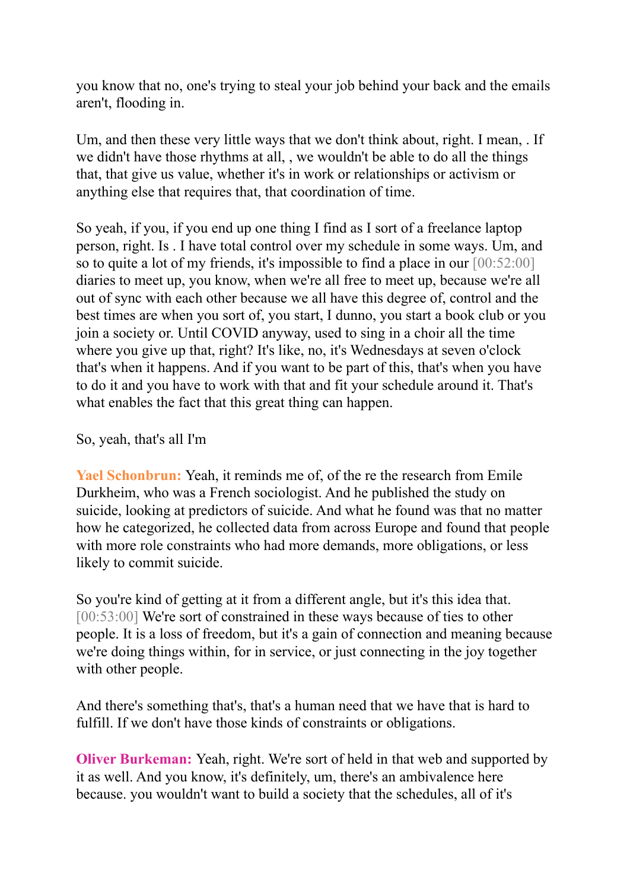you know that no, one's trying to steal your job behind your back and the emails aren't, flooding in.

Um, and then these very little ways that we don't think about, right. I mean, . If we didn't have those rhythms at all, , we wouldn't be able to do all the things that, that give us value, whether it's in work or relationships or activism or anything else that requires that, that coordination of time.

So yeah, if you, if you end up one thing I find as I sort of a freelance laptop person, right. Is . I have total control over my schedule in some ways. Um, and so to quite a lot of my friends, it's impossible to find a place in our [00:52:00] diaries to meet up, you know, when we're all free to meet up, because we're all out of sync with each other because we all have this degree of, control and the best times are when you sort of, you start, I dunno, you start a book club or you join a society or. Until COVID anyway, used to sing in a choir all the time where you give up that, right? It's like, no, it's Wednesdays at seven o'clock that's when it happens. And if you want to be part of this, that's when you have to do it and you have to work with that and fit your schedule around it. That's what enables the fact that this great thing can happen.

So, yeah, that's all I'm

**Yael Schonbrun:** Yeah, it reminds me of, of the re the research from Emile Durkheim, who was a French sociologist. And he published the study on suicide, looking at predictors of suicide. And what he found was that no matter how he categorized, he collected data from across Europe and found that people with more role constraints who had more demands, more obligations, or less likely to commit suicide.

So you're kind of getting at it from a different angle, but it's this idea that. [00:53:00] We're sort of constrained in these ways because of ties to other people. It is a loss of freedom, but it's a gain of connection and meaning because we're doing things within, for in service, or just connecting in the joy together with other people.

And there's something that's, that's a human need that we have that is hard to fulfill. If we don't have those kinds of constraints or obligations.

**Oliver Burkeman:** Yeah, right. We're sort of held in that web and supported by it as well. And you know, it's definitely, um, there's an ambivalence here because. you wouldn't want to build a society that the schedules, all of it's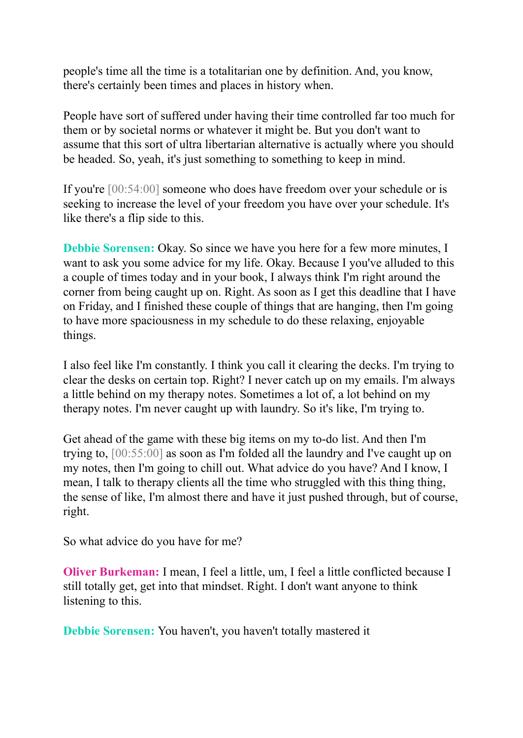people's time all the time is a totalitarian one by definition. And, you know, there's certainly been times and places in history when.

People have sort of suffered under having their time controlled far too much for them or by societal norms or whatever it might be. But you don't want to assume that this sort of ultra libertarian alternative is actually where you should be headed. So, yeah, it's just something to something to keep in mind.

If you're [00:54:00] someone who does have freedom over your schedule or is seeking to increase the level of your freedom you have over your schedule. It's like there's a flip side to this.

**Debbie Sorensen:** Okay. So since we have you here for a few more minutes, I want to ask you some advice for my life. Okay. Because I you've alluded to this a couple of times today and in your book, I always think I'm right around the corner from being caught up on. Right. As soon as I get this deadline that I have on Friday, and I finished these couple of things that are hanging, then I'm going to have more spaciousness in my schedule to do these relaxing, enjoyable things.

I also feel like I'm constantly. I think you call it clearing the decks. I'm trying to clear the desks on certain top. Right? I never catch up on my emails. I'm always a little behind on my therapy notes. Sometimes a lot of, a lot behind on my therapy notes. I'm never caught up with laundry. So it's like, I'm trying to.

Get ahead of the game with these big items on my to-do list. And then I'm trying to, [00:55:00] as soon as I'm folded all the laundry and I've caught up on my notes, then I'm going to chill out. What advice do you have? And I know, I mean, I talk to therapy clients all the time who struggled with this thing thing, the sense of like, I'm almost there and have it just pushed through, but of course, right.

So what advice do you have for me?

**Oliver Burkeman:** I mean, I feel a little, um, I feel a little conflicted because I still totally get, get into that mindset. Right. I don't want anyone to think listening to this.

**Debbie Sorensen:** You haven't, you haven't totally mastered it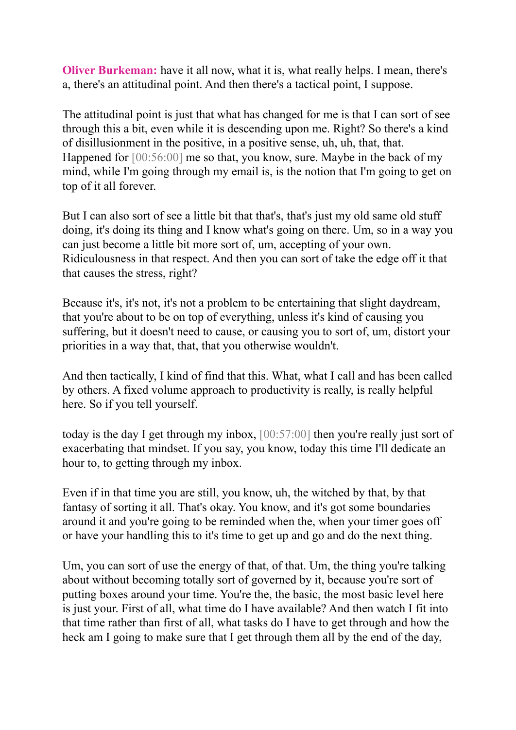**Oliver Burkeman:** have it all now, what it is, what really helps. I mean, there's a, there's an attitudinal point. And then there's a tactical point, I suppose.

The attitudinal point is just that what has changed for me is that I can sort of see through this a bit, even while it is descending upon me. Right? So there's a kind of disillusionment in the positive, in a positive sense, uh, uh, that, that. Happened for [00:56:00] me so that, you know, sure. Maybe in the back of my mind, while I'm going through my email is, is the notion that I'm going to get on top of it all forever.

But I can also sort of see a little bit that that's, that's just my old same old stuff doing, it's doing its thing and I know what's going on there. Um, so in a way you can just become a little bit more sort of, um, accepting of your own. Ridiculousness in that respect. And then you can sort of take the edge off it that that causes the stress, right?

Because it's, it's not, it's not a problem to be entertaining that slight daydream, that you're about to be on top of everything, unless it's kind of causing you suffering, but it doesn't need to cause, or causing you to sort of, um, distort your priorities in a way that, that, that you otherwise wouldn't.

And then tactically, I kind of find that this. What, what I call and has been called by others. A fixed volume approach to productivity is really, is really helpful here. So if you tell yourself.

today is the day I get through my inbox, [00:57:00] then you're really just sort of exacerbating that mindset. If you say, you know, today this time I'll dedicate an hour to, to getting through my inbox.

Even if in that time you are still, you know, uh, the witched by that, by that fantasy of sorting it all. That's okay. You know, and it's got some boundaries around it and you're going to be reminded when the, when your timer goes off or have your handling this to it's time to get up and go and do the next thing.

Um, you can sort of use the energy of that, of that. Um, the thing you're talking about without becoming totally sort of governed by it, because you're sort of putting boxes around your time. You're the, the basic, the most basic level here is just your. First of all, what time do I have available? And then watch I fit into that time rather than first of all, what tasks do I have to get through and how the heck am I going to make sure that I get through them all by the end of the day,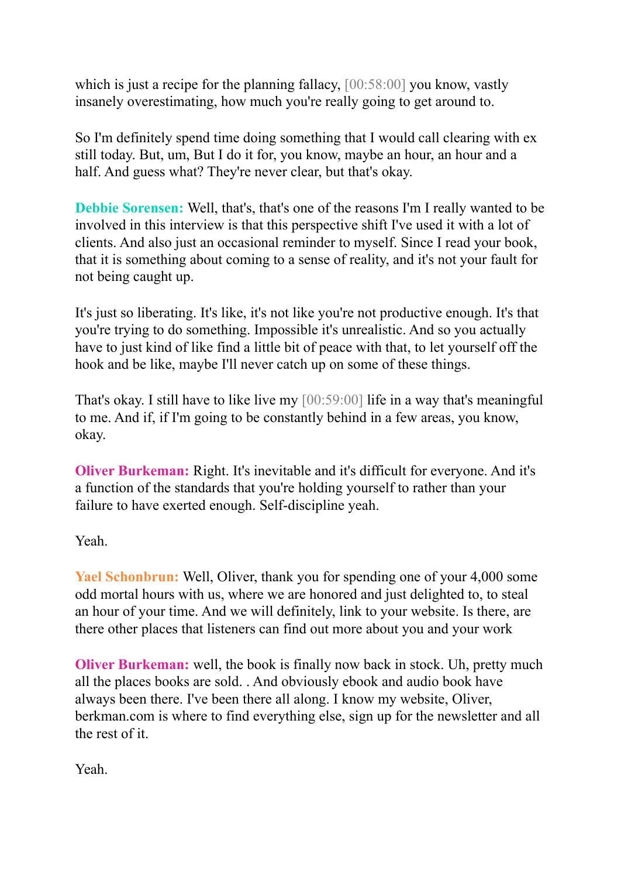which is just a recipe for the planning fallacy, [00:58:00] you know, vastly insanely overestimating, how much you're really going to get around to.

So I'm definitely spend time doing something that I would call clearing with ex still today. But, um, But I do it for, you know, maybe an hour, an hour and a half. And guess what? They're never clear, but that's okay.

**Debbie Sorensen:** Well, that's, that's one of the reasons I'm I really wanted to be involved in this interview is that this perspective shift I've used it with a lot of clients. And also just an occasional reminder to myself. Since I read your book, that it is something about coming to a sense of reality, and it's not your fault for not being caught up.

It's just so liberating. It's like, it's not like you're not productive enough. It's that you're trying to do something. Impossible it's unrealistic. And so you actually have to just kind of like find a little bit of peace with that, to let yourself off the hook and be like, maybe I'll never catch up on some of these things.

That's okay. I still have to like live my [00:59:00] life in a way that's meaningful to me. And if, if I'm going to be constantly behind in a few areas, you know, okay.

**Oliver Burkeman:** Right. It's inevitable and it's difficult for everyone. And it's a function of the standards that you're holding yourself to rather than your failure to have exerted enough. Self-discipline yeah.

Yeah.

**Yael Schonbrun:** Well, Oliver, thank you for spending one of your 4,000 some odd mortal hours with us, where we are honored and just delighted to, to steal an hour of your time. And we will definitely, link to your website. Is there, are there other places that listeners can find out more about you and your work

**Oliver Burkeman:** well, the book is finally now back in stock. Uh, pretty much all the places books are sold. . And obviously ebook and audio book have always been there. I've been there all along. I know my website, Oliver, berkman.com is where to find everything else, sign up for the newsletter and all the rest of it.

Yeah.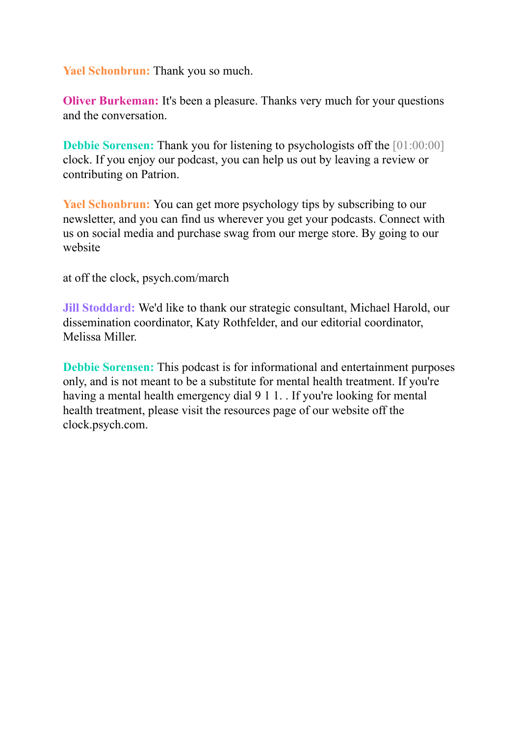**Yael Schonbrun:** Thank you so much.

**Oliver Burkeman:** It's been a pleasure. Thanks very much for your questions and the conversation.

**Debbie Sorensen:** Thank you for listening to psychologists off the [01:00:00] clock. If you enjoy our podcast, you can help us out by leaving a review or contributing on Patrion.

**Yael Schonbrun:** You can get more psychology tips by subscribing to our newsletter, and you can find us wherever you get your podcasts. Connect with us on social media and purchase swag from our merge store. By going to our website

at off the clock, psych.com/march

**Jill Stoddard:** We'd like to thank our strategic consultant, Michael Harold, our dissemination coordinator, Katy Rothfelder, and our editorial coordinator, Melissa Miller.

**Debbie Sorensen:** This podcast is for informational and entertainment purposes only, and is not meant to be a substitute for mental health treatment. If you're having a mental health emergency dial 9 1 1. . If you're looking for mental health treatment, please visit the resources page of our website off the clock.psych.com.